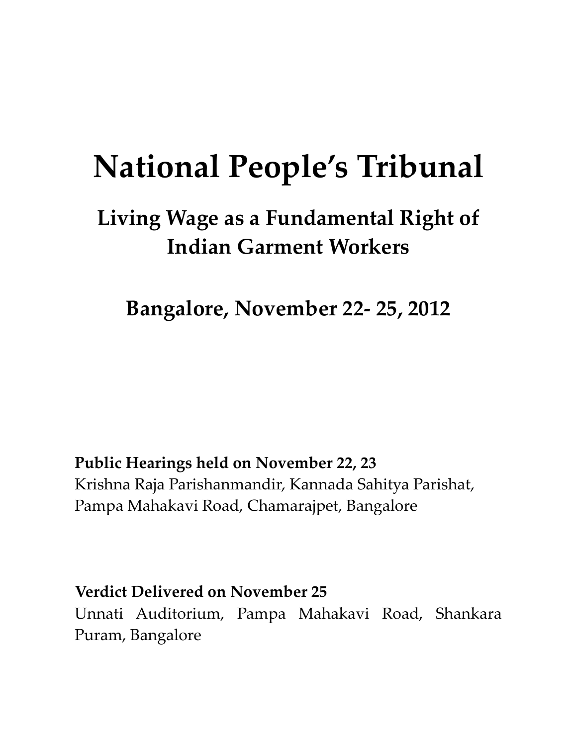# National People's Tribunal

## Living Wage as a Fundamental Right of Indian Garment Workers

## Bangalore, November 22- 25, 2012

**Public Hearings held on November 22, 23**
Krishna Raja Parishanmandir, Kannada Sahitya Parishat, Pampa Mahakavi Road, Chamarajpet, Bangalore

**Verdict Delivered on November 25**
Unnati Auditorium, Pampa Mahakavi Road, Shankara Puram, Bangalore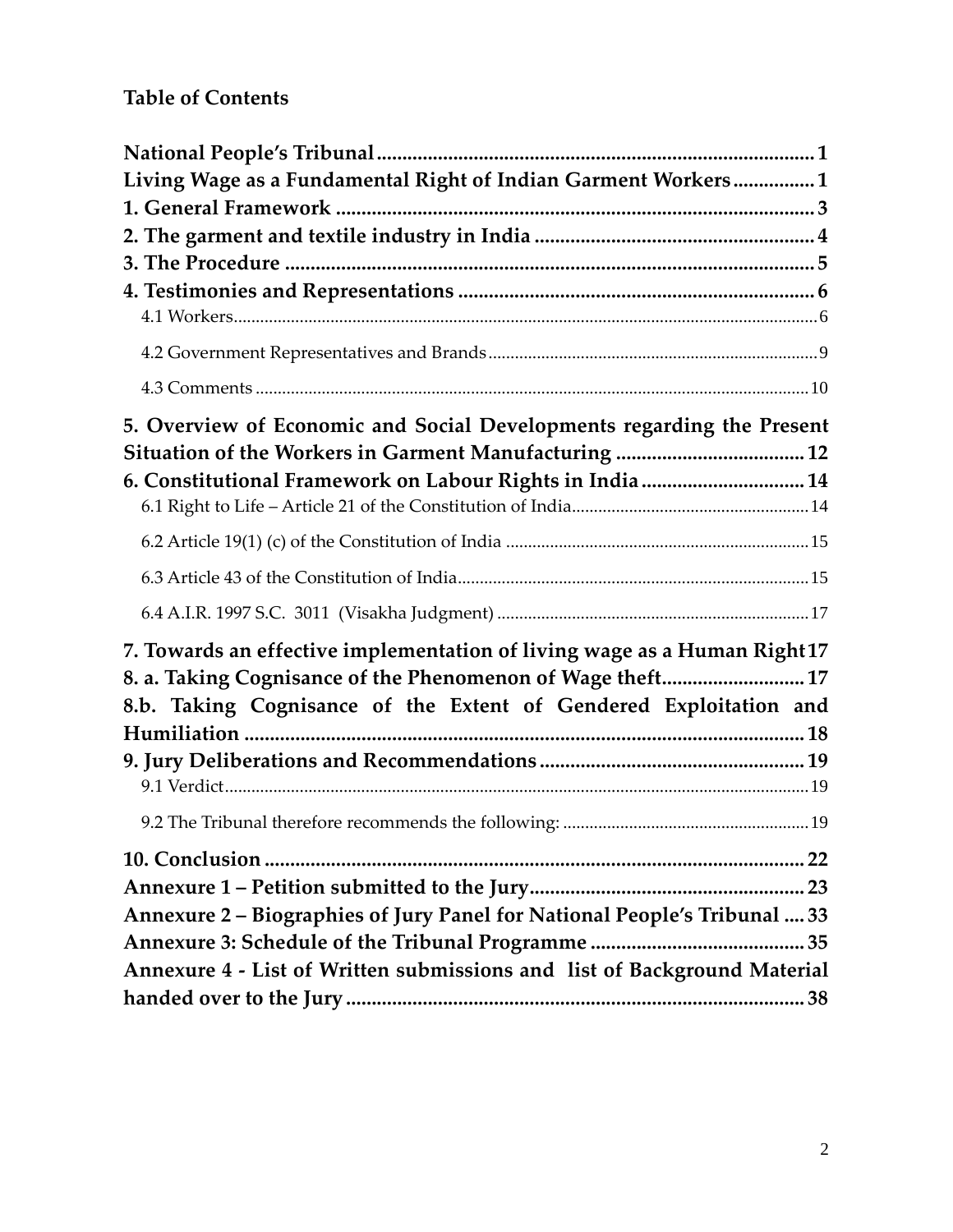**Table of Contents**

**National People's Tribunal** ........ 1
**Living Wage as a Fundamental Right of Indian Garment Workers** ........ 1
**1. General Framework** ........ 3
**2. The garment and textile industry in India** ........ 4
**3. The Procedure** ........ 5
**4. Testimonies and Representations** ........ 6
- 4.1 Workers ........ 6
- 4.2 Government Representatives and Brands ........ 9
- 4.3 Comments ........ 10

**5. Overview of Economic and Social Developments regarding the Present Situation of the Workers in Garment Manufacturing** ........ 12
**6. Constitutional Framework on Labour Rights in India** ........ 14
- 6.1 Right to Life – Article 21 of the Constitution of India ........ 14
- 6.2 Article 19(1) (c) of the Constitution of India ........ 15
- 6.3 Article 43 of the Constitution of India ........ 15
- 6.4 A.I.R. 1997 S.C. 3011 (Visakha Judgment) ........ 17

**7. Towards an effective implementation of living wage as a Human Right** ........ 17
**8. a. Taking Cognisance of the Phenomenon of Wage theft** ........ 17
**8.b. Taking Cognisance of the Extent of Gendered Exploitation and Humiliation** ........ 18
**9. Jury Deliberations and Recommendations** ........ 19
- 9.1 Verdict ........ 19
- 9.2 The Tribunal therefore recommends the following: ........ 19

**10. Conclusion** ........ 22
**Annexure 1 – Petition submitted to the Jury** ........ 23
**Annexure 2 – Biographies of Jury Panel for National People's Tribunal** ........ 33
**Annexure 3: Schedule of the Tribunal Programme** ........ 35
**Annexure 4 - List of Written submissions and list of Background Material handed over to the Jury** ........ 38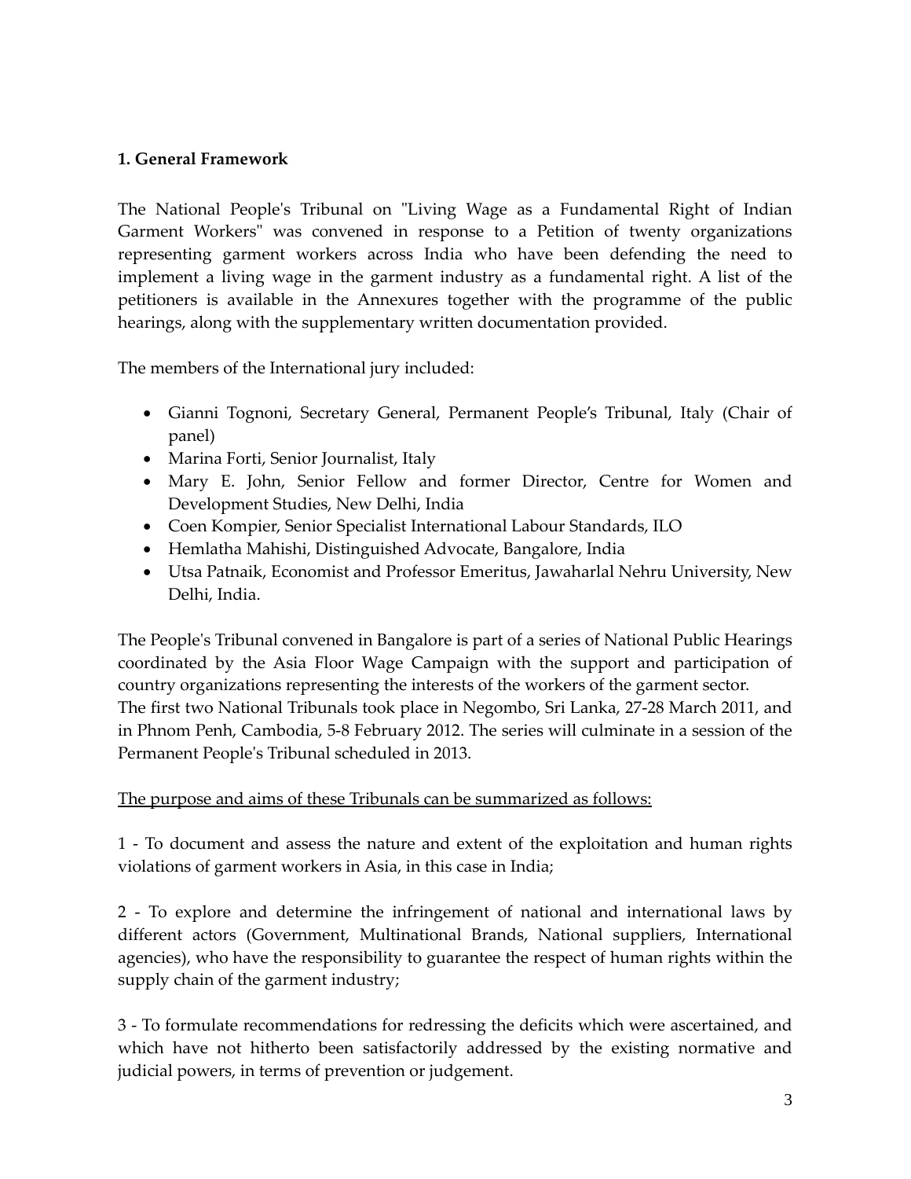**1. General Framework**

The National People's Tribunal on "Living Wage as a Fundamental Right of Indian Garment Workers" was convened in response to a Petition of twenty organizations representing garment workers across India who have been defending the need to implement a living wage in the garment industry as a fundamental right. A list of the petitioners is available in the Annexures together with the programme of the public hearings, along with the supplementary written documentation provided.

The members of the International jury included:

- Gianni Tognoni, Secretary General, Permanent People's Tribunal, Italy (Chair of panel)
- Marina Forti, Senior Journalist, Italy
- Mary E. John, Senior Fellow and former Director, Centre for Women and Development Studies, New Delhi, India
- Coen Kompier, Senior Specialist International Labour Standards, ILO
- Hemlatha Mahishi, Distinguished Advocate, Bangalore, India
- Utsa Patnaik, Economist and Professor Emeritus, Jawaharlal Nehru University, New Delhi, India.

The People's Tribunal convened in Bangalore is part of a series of National Public Hearings coordinated by the Asia Floor Wage Campaign with the support and participation of country organizations representing the interests of the workers of the garment sector.
The first two National Tribunals took place in Negombo, Sri Lanka, 27-28 March 2011, and in Phnom Penh, Cambodia, 5-8 February 2012. The series will culminate in a session of the Permanent People's Tribunal scheduled in 2013.

<u>The purpose and aims of these Tribunals can be summarized as follows:</u>

1 - To document and assess the nature and extent of the exploitation and human rights violations of garment workers in Asia, in this case in India;

2 - To explore and determine the infringement of national and international laws by different actors (Government, Multinational Brands, National suppliers, International agencies), who have the responsibility to guarantee the respect of human rights within the supply chain of the garment industry;

3 - To formulate recommendations for redressing the deficits which were ascertained, and which have not hitherto been satisfactorily addressed by the existing normative and judicial powers, in terms of prevention or judgement.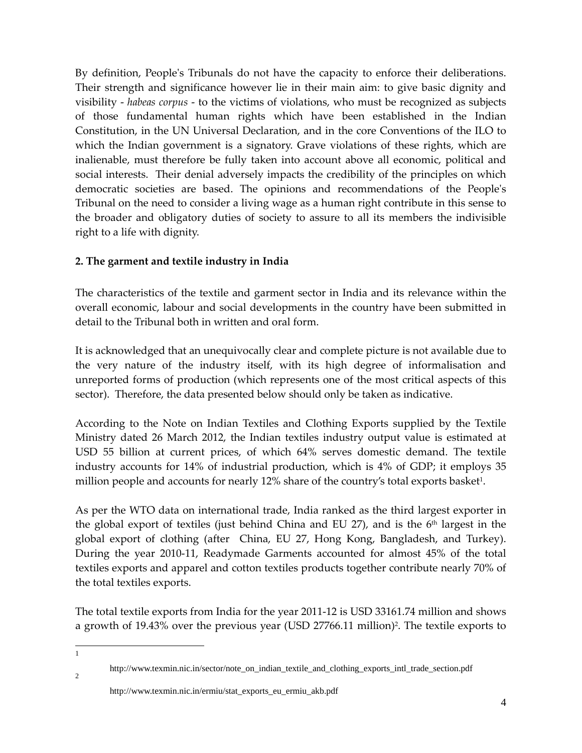By definition, People's Tribunals do not have the capacity to enforce their deliberations. Their strength and significance however lie in their main aim: to give basic dignity and visibility - *habeas corpus* - to the victims of violations, who must be recognized as subjects of those fundamental human rights which have been established in the Indian Constitution, in the UN Universal Declaration, and in the core Conventions of the ILO to which the Indian government is a signatory. Grave violations of these rights, which are inalienable, must therefore be fully taken into account above all economic, political and social interests. Their denial adversely impacts the credibility of the principles on which democratic societies are based. The opinions and recommendations of the People's Tribunal on the need to consider a living wage as a human right contribute in this sense to the broader and obligatory duties of society to assure to all its members the indivisible right to a life with dignity.

## 2. The garment and textile industry in India

The characteristics of the textile and garment sector in India and its relevance within the overall economic, labour and social developments in the country have been submitted in detail to the Tribunal both in written and oral form.

It is acknowledged that an unequivocally clear and complete picture is not available due to the very nature of the industry itself, with its high degree of informalisation and unreported forms of production (which represents one of the most critical aspects of this sector). Therefore, the data presented below should only be taken as indicative.

According to the Note on Indian Textiles and Clothing Exports supplied by the Textile Ministry dated 26 March 2012, the Indian textiles industry output value is estimated at USD 55 billion at current prices, of which 64% serves domestic demand. The textile industry accounts for 14% of industrial production, which is 4% of GDP; it employs 35 million people and accounts for nearly 12% share of the country's total exports basket[1].

As per the WTO data on international trade, India ranked as the third largest exporter in the global export of textiles (just behind China and EU 27), and is the 6th largest in the global export of clothing (after China, EU 27, Hong Kong, Bangladesh, and Turkey). During the year 2010-11, Readymade Garments accounted for almost 45% of the total textiles exports and apparel and cotton textiles products together contribute nearly 70% of the total textiles exports.

The total textile exports from India for the year 2011-12 is USD 33161.74 million and shows a growth of 19.43% over the previous year (USD 27766.11 million)[2]. The textile exports to

---

[1] http://www.texmin.nic.in/sector/note_on_indian_textile_and_clothing_exports_intl_trade_section.pdf

[2] http://www.texmin.nic.in/ermiu/stat_exports_eu_ermiu_akb.pdf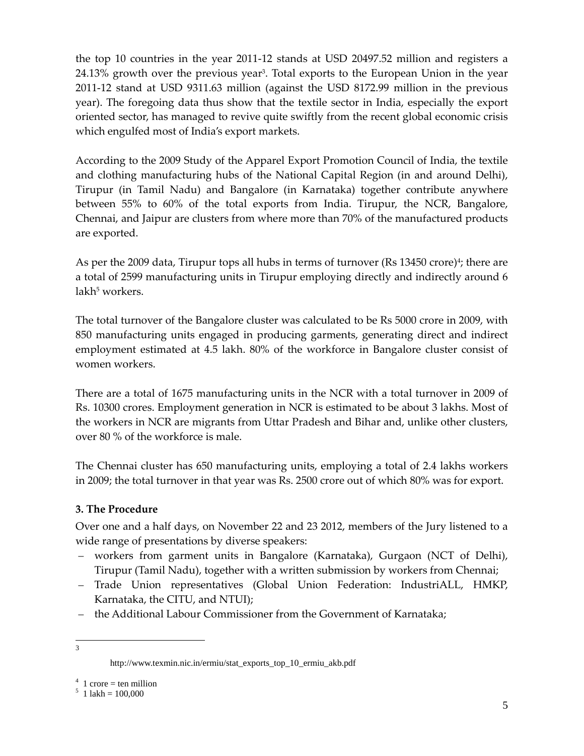the top 10 countries in the year 2011-12 stands at USD 20497.52 million and registers a 24.13% growth over the previous year[3]. Total exports to the European Union in the year 2011-12 stand at USD 9311.63 million (against the USD 8172.99 million in the previous year). The foregoing data thus show that the textile sector in India, especially the export oriented sector, has managed to revive quite swiftly from the recent global economic crisis which engulfed most of India's export markets.

According to the 2009 Study of the Apparel Export Promotion Council of India, the textile and clothing manufacturing hubs of the National Capital Region (in and around Delhi), Tirupur (in Tamil Nadu) and Bangalore (in Karnataka) together contribute anywhere between 55% to 60% of the total exports from India. Tirupur, the NCR, Bangalore, Chennai, and Jaipur are clusters from where more than 70% of the manufactured products are exported.

As per the 2009 data, Tirupur tops all hubs in terms of turnover (Rs 13450 crore)[4]; there are a total of 2599 manufacturing units in Tirupur employing directly and indirectly around 6 lakh[5] workers.

The total turnover of the Bangalore cluster was calculated to be Rs 5000 crore in 2009, with 850 manufacturing units engaged in producing garments, generating direct and indirect employment estimated at 4.5 lakh. 80% of the workforce in Bangalore cluster consist of women workers.

There are a total of 1675 manufacturing units in the NCR with a total turnover in 2009 of Rs. 10300 crores. Employment generation in NCR is estimated to be about 3 lakhs. Most of the workers in NCR are migrants from Uttar Pradesh and Bihar and, unlike other clusters, over 80 % of the workforce is male.

The Chennai cluster has 650 manufacturing units, employing a total of 2.4 lakhs workers in 2009; the total turnover in that year was Rs. 2500 crore out of which 80% was for export.

### 3. The Procedure

Over one and a half days, on November 22 and 23 2012, members of the Jury listened to a wide range of presentations by diverse speakers:

- workers from garment units in Bangalore (Karnataka), Gurgaon (NCT of Delhi), Tirupur (Tamil Nadu), together with a written submission by workers from Chennai;
- Trade Union representatives (Global Union Federation: IndustriALL, HMKP, Karnataka, the CITU, and NTUI);
- the Additional Labour Commissioner from the Government of Karnataka;

---

[3] http://www.texmin.nic.in/ermiu/stat_exports_top_10_ermiu_akb.pdf

[4] 1 crore = ten million

[5] 1 lakh = 100,000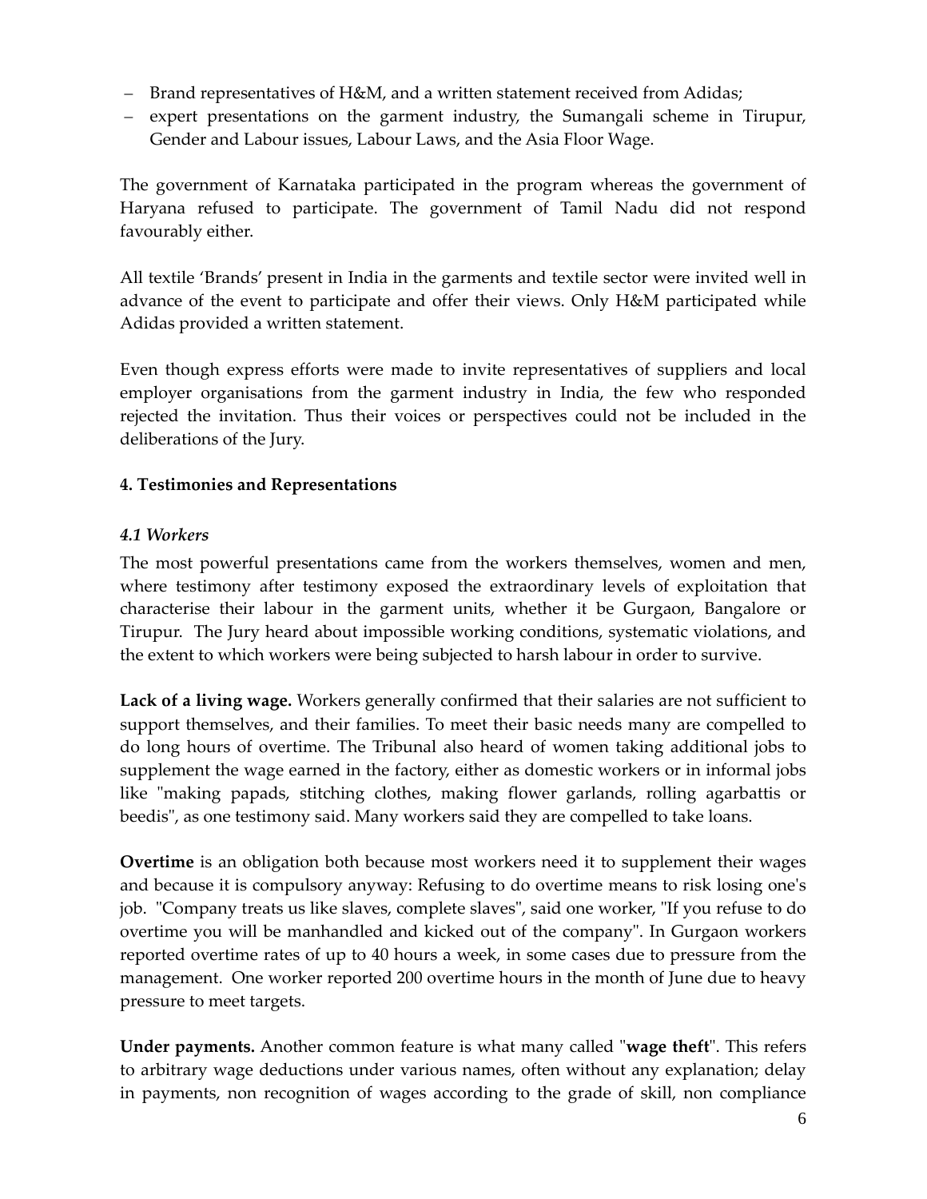- Brand representatives of H&M, and a written statement received from Adidas;
- expert presentations on the garment industry, the Sumangali scheme in Tirupur, Gender and Labour issues, Labour Laws, and the Asia Floor Wage.

The government of Karnataka participated in the program whereas the government of Haryana refused to participate. The government of Tamil Nadu did not respond favourably either.

All textile 'Brands' present in India in the garments and textile sector were invited well in advance of the event to participate and offer their views. Only H&M participated while Adidas provided a written statement.

Even though express efforts were made to invite representatives of suppliers and local employer organisations from the garment industry in India, the few who responded rejected the invitation. Thus their voices or perspectives could not be included in the deliberations of the Jury.

## 4. Testimonies and Representations

### *4.1 Workers*

The most powerful presentations came from the workers themselves, women and men, where testimony after testimony exposed the extraordinary levels of exploitation that characterise their labour in the garment units, whether it be Gurgaon, Bangalore or Tirupur. The Jury heard about impossible working conditions, systematic violations, and the extent to which workers were being subjected to harsh labour in order to survive.

**Lack of a living wage.** Workers generally confirmed that their salaries are not sufficient to support themselves, and their families. To meet their basic needs many are compelled to do long hours of overtime. The Tribunal also heard of women taking additional jobs to supplement the wage earned in the factory, either as domestic workers or in informal jobs like "making papads, stitching clothes, making flower garlands, rolling agarbattis or beedis", as one testimony said. Many workers said they are compelled to take loans.

**Overtime** is an obligation both because most workers need it to supplement their wages and because it is compulsory anyway: Refusing to do overtime means to risk losing one's job. "Company treats us like slaves, complete slaves", said one worker, "If you refuse to do overtime you will be manhandled and kicked out of the company". In Gurgaon workers reported overtime rates of up to 40 hours a week, in some cases due to pressure from the management. One worker reported 200 overtime hours in the month of June due to heavy pressure to meet targets.

**Under payments.** Another common feature is what many called "**wage theft**". This refers to arbitrary wage deductions under various names, often without any explanation; delay in payments, non recognition of wages according to the grade of skill, non compliance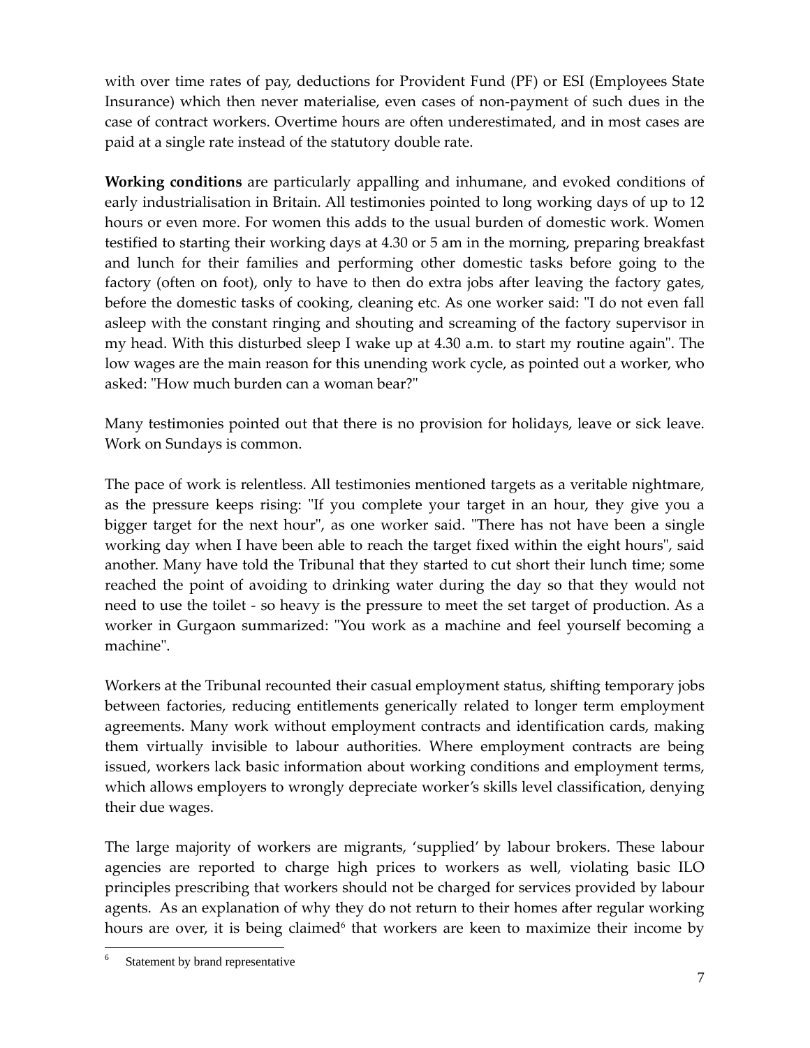with over time rates of pay, deductions for Provident Fund (PF) or ESI (Employees State Insurance) which then never materialise, even cases of non-payment of such dues in the case of contract workers. Overtime hours are often underestimated, and in most cases are paid at a single rate instead of the statutory double rate.

**Working conditions** are particularly appalling and inhumane, and evoked conditions of early industrialisation in Britain. All testimonies pointed to long working days of up to 12 hours or even more. For women this adds to the usual burden of domestic work. Women testified to starting their working days at 4.30 or 5 am in the morning, preparing breakfast and lunch for their families and performing other domestic tasks before going to the factory (often on foot), only to have to then do extra jobs after leaving the factory gates, before the domestic tasks of cooking, cleaning etc. As one worker said: "I do not even fall asleep with the constant ringing and shouting and screaming of the factory supervisor in my head. With this disturbed sleep I wake up at 4.30 a.m. to start my routine again". The low wages are the main reason for this unending work cycle, as pointed out a worker, who asked: "How much burden can a woman bear?"

Many testimonies pointed out that there is no provision for holidays, leave or sick leave. Work on Sundays is common.

The pace of work is relentless. All testimonies mentioned targets as a veritable nightmare, as the pressure keeps rising: "If you complete your target in an hour, they give you a bigger target for the next hour", as one worker said. "There has not have been a single working day when I have been able to reach the target fixed within the eight hours", said another. Many have told the Tribunal that they started to cut short their lunch time; some reached the point of avoiding to drinking water during the day so that they would not need to use the toilet - so heavy is the pressure to meet the set target of production. As a worker in Gurgaon summarized: "You work as a machine and feel yourself becoming a machine".

Workers at the Tribunal recounted their casual employment status, shifting temporary jobs between factories, reducing entitlements generically related to longer term employment agreements. Many work without employment contracts and identification cards, making them virtually invisible to labour authorities. Where employment contracts are being issued, workers lack basic information about working conditions and employment terms, which allows employers to wrongly depreciate worker's skills level classification, denying their due wages.

The large majority of workers are migrants, 'supplied' by labour brokers. These labour agencies are reported to charge high prices to workers as well, violating basic ILO principles prescribing that workers should not be charged for services provided by labour agents. As an explanation of why they do not return to their homes after regular working hours are over, it is being claimed[6] that workers are keen to maximize their income by

[6] Statement by brand representative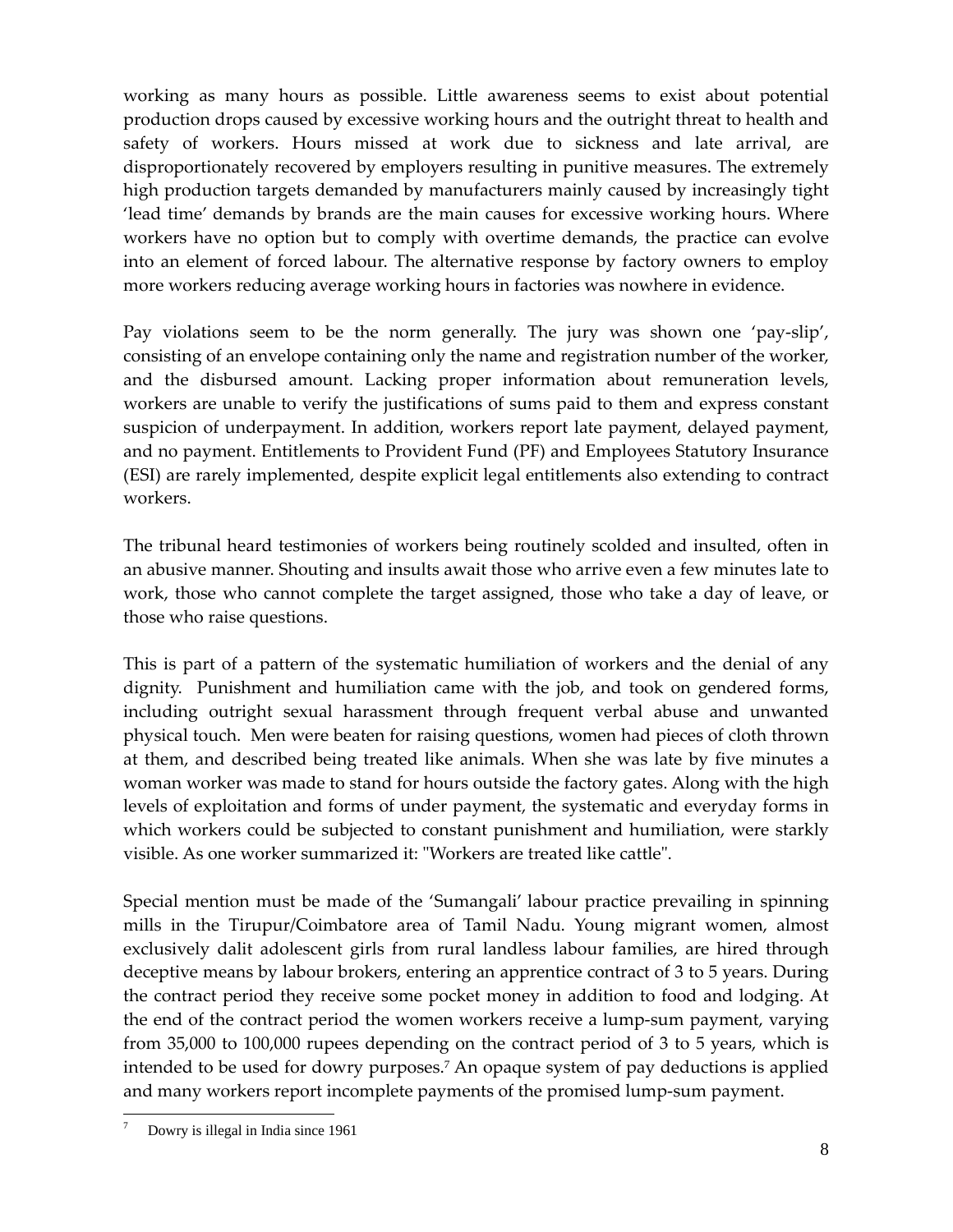working as many hours as possible. Little awareness seems to exist about potential production drops caused by excessive working hours and the outright threat to health and safety of workers. Hours missed at work due to sickness and late arrival, are disproportionately recovered by employers resulting in punitive measures. The extremely high production targets demanded by manufacturers mainly caused by increasingly tight 'lead time' demands by brands are the main causes for excessive working hours. Where workers have no option but to comply with overtime demands, the practice can evolve into an element of forced labour. The alternative response by factory owners to employ more workers reducing average working hours in factories was nowhere in evidence.

Pay violations seem to be the norm generally. The jury was shown one 'pay-slip', consisting of an envelope containing only the name and registration number of the worker, and the disbursed amount. Lacking proper information about remuneration levels, workers are unable to verify the justifications of sums paid to them and express constant suspicion of underpayment. In addition, workers report late payment, delayed payment, and no payment. Entitlements to Provident Fund (PF) and Employees Statutory Insurance (ESI) are rarely implemented, despite explicit legal entitlements also extending to contract workers.

The tribunal heard testimonies of workers being routinely scolded and insulted, often in an abusive manner. Shouting and insults await those who arrive even a few minutes late to work, those who cannot complete the target assigned, those who take a day of leave, or those who raise questions.

This is part of a pattern of the systematic humiliation of workers and the denial of any dignity. Punishment and humiliation came with the job, and took on gendered forms, including outright sexual harassment through frequent verbal abuse and unwanted physical touch. Men were beaten for raising questions, women had pieces of cloth thrown at them, and described being treated like animals. When she was late by five minutes a woman worker was made to stand for hours outside the factory gates. Along with the high levels of exploitation and forms of under payment, the systematic and everyday forms in which workers could be subjected to constant punishment and humiliation, were starkly visible. As one worker summarized it: "Workers are treated like cattle".

Special mention must be made of the 'Sumangali' labour practice prevailing in spinning mills in the Tirupur/Coimbatore area of Tamil Nadu. Young migrant women, almost exclusively dalit adolescent girls from rural landless labour families, are hired through deceptive means by labour brokers, entering an apprentice contract of 3 to 5 years. During the contract period they receive some pocket money in addition to food and lodging. At the end of the contract period the women workers receive a lump-sum payment, varying from 35,000 to 100,000 rupees depending on the contract period of 3 to 5 years, which is intended to be used for dowry purposes.[7] An opaque system of pay deductions is applied and many workers report incomplete payments of the promised lump-sum payment.

[7] Dowry is illegal in India since 1961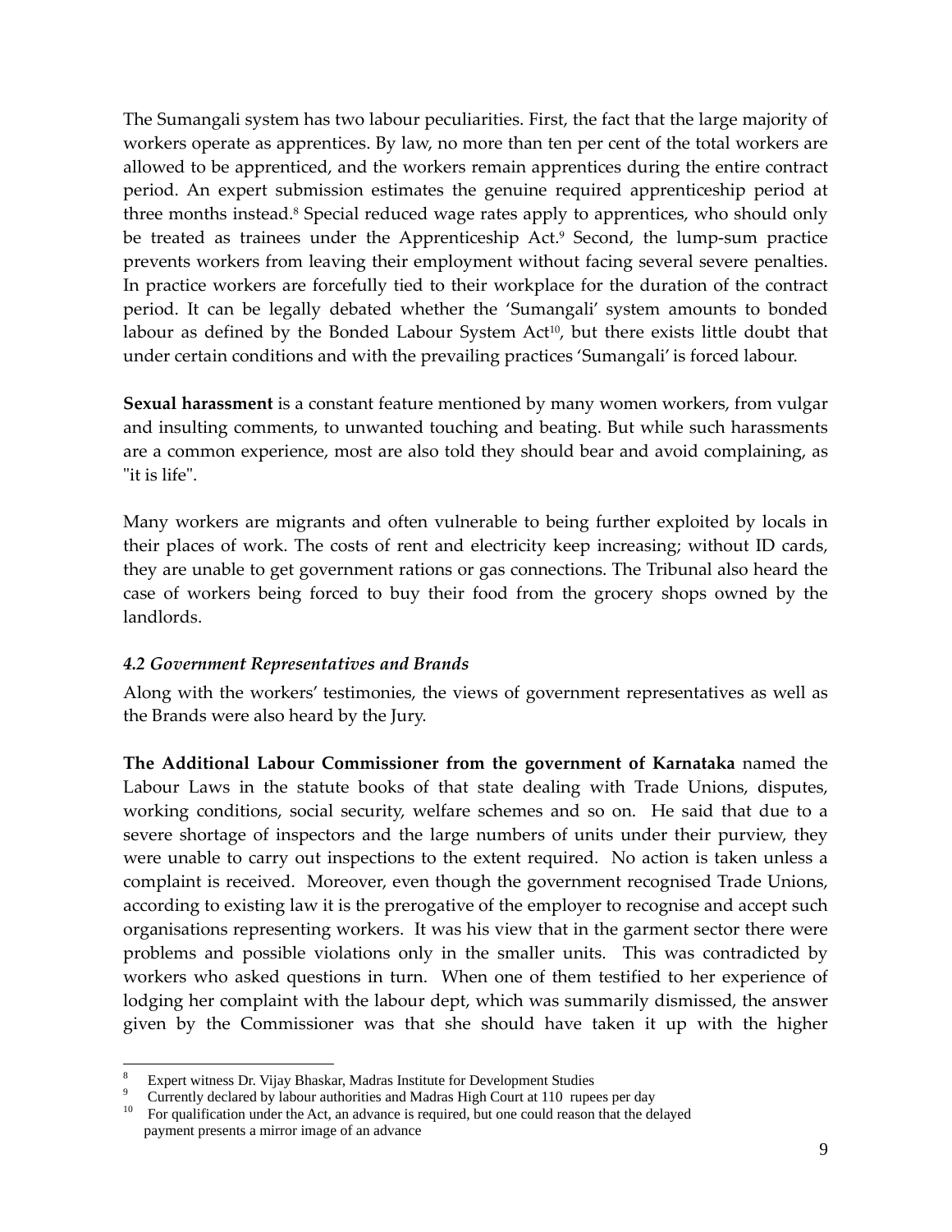The Sumangali system has two labour peculiarities. First, the fact that the large majority of workers operate as apprentices. By law, no more than ten per cent of the total workers are allowed to be apprenticed, and the workers remain apprentices during the entire contract period. An expert submission estimates the genuine required apprenticeship period at three months instead.[8] Special reduced wage rates apply to apprentices, who should only be treated as trainees under the Apprenticeship Act.[9] Second, the lump-sum practice prevents workers from leaving their employment without facing several severe penalties. In practice workers are forcefully tied to their workplace for the duration of the contract period. It can be legally debated whether the 'Sumangali' system amounts to bonded labour as defined by the Bonded Labour System Act[10], but there exists little doubt that under certain conditions and with the prevailing practices 'Sumangali' is forced labour.

**Sexual harassment** is a constant feature mentioned by many women workers, from vulgar and insulting comments, to unwanted touching and beating. But while such harassments are a common experience, most are also told they should bear and avoid complaining, as "it is life".

Many workers are migrants and often vulnerable to being further exploited by locals in their places of work. The costs of rent and electricity keep increasing; without ID cards, they are unable to get government rations or gas connections. The Tribunal also heard the case of workers being forced to buy their food from the grocery shops owned by the landlords.

### *4.2 Government Representatives and Brands*

Along with the workers' testimonies, the views of government representatives as well as the Brands were also heard by the Jury.

**The Additional Labour Commissioner from the government of Karnataka** named the Labour Laws in the statute books of that state dealing with Trade Unions, disputes, working conditions, social security, welfare schemes and so on. He said that due to a severe shortage of inspectors and the large numbers of units under their purview, they were unable to carry out inspections to the extent required. No action is taken unless a complaint is received. Moreover, even though the government recognised Trade Unions, according to existing law it is the prerogative of the employer to recognise and accept such organisations representing workers. It was his view that in the garment sector there were problems and possible violations only in the smaller units. This was contradicted by workers who asked questions in turn. When one of them testified to her experience of lodging her complaint with the labour dept, which was summarily dismissed, the answer given by the Commissioner was that she should have taken it up with the higher

---

[8] Expert witness Dr. Vijay Bhaskar, Madras Institute for Development Studies

[9] Currently declared by labour authorities and Madras High Court at 110 rupees per day

[10] For qualification under the Act, an advance is required, but one could reason that the delayed payment presents a mirror image of an advance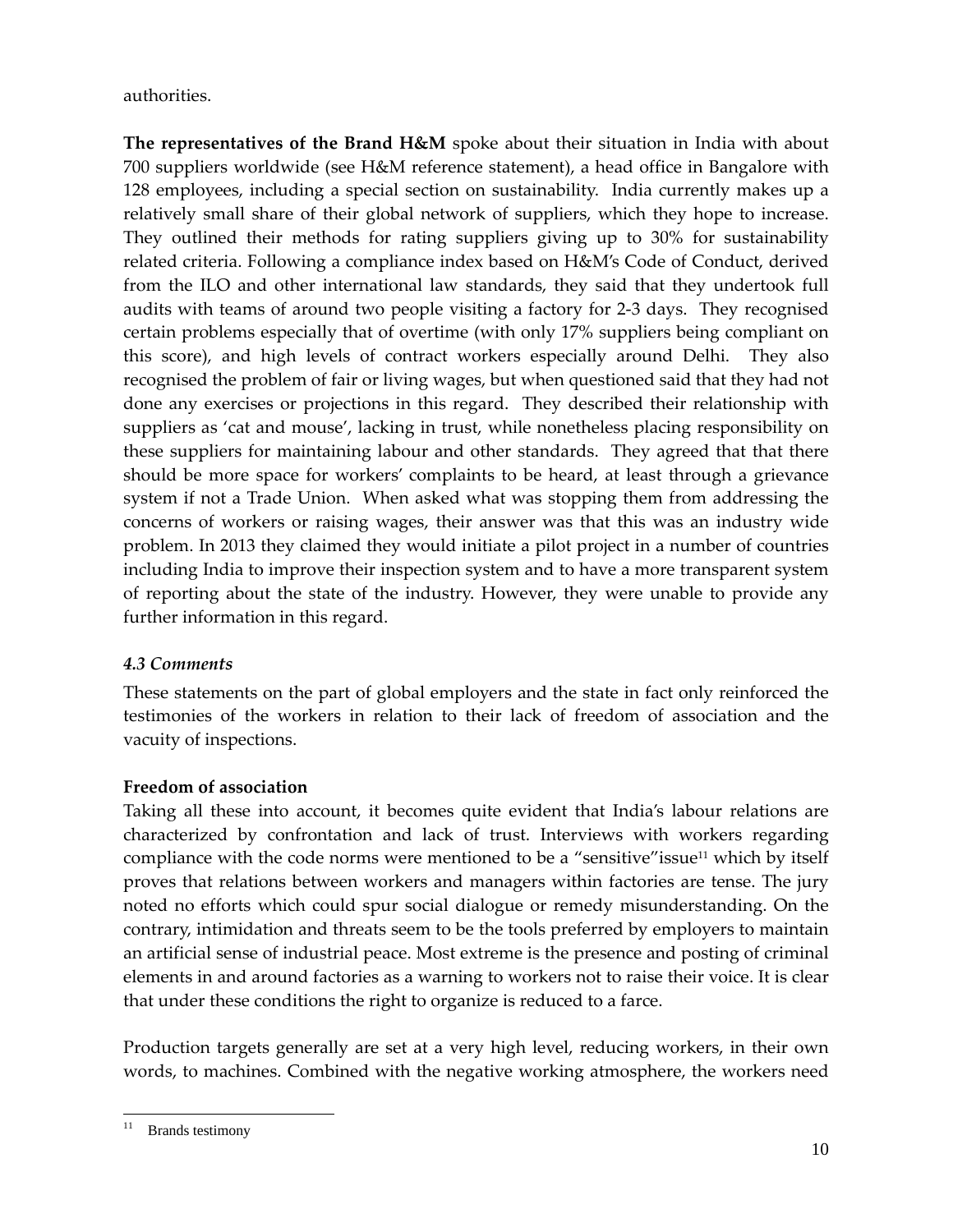authorities.

**The representatives of the Brand H&M** spoke about their situation in India with about 700 suppliers worldwide (see H&M reference statement), a head office in Bangalore with 128 employees, including a special section on sustainability. India currently makes up a relatively small share of their global network of suppliers, which they hope to increase. They outlined their methods for rating suppliers giving up to 30% for sustainability related criteria. Following a compliance index based on H&M's Code of Conduct, derived from the ILO and other international law standards, they said that they undertook full audits with teams of around two people visiting a factory for 2-3 days. They recognised certain problems especially that of overtime (with only 17% suppliers being compliant on this score), and high levels of contract workers especially around Delhi. They also recognised the problem of fair or living wages, but when questioned said that they had not done any exercises or projections in this regard. They described their relationship with suppliers as 'cat and mouse', lacking in trust, while nonetheless placing responsibility on these suppliers for maintaining labour and other standards. They agreed that that there should be more space for workers' complaints to be heard, at least through a grievance system if not a Trade Union. When asked what was stopping them from addressing the concerns of workers or raising wages, their answer was that this was an industry wide problem. In 2013 they claimed they would initiate a pilot project in a number of countries including India to improve their inspection system and to have a more transparent system of reporting about the state of the industry. However, they were unable to provide any further information in this regard.

### *4.3 Comments*

These statements on the part of global employers and the state in fact only reinforced the testimonies of the workers in relation to their lack of freedom of association and the vacuity of inspections.

**Freedom of association**

Taking all these into account, it becomes quite evident that India's labour relations are characterized by confrontation and lack of trust. Interviews with workers regarding compliance with the code norms were mentioned to be a "sensitive"issue[11] which by itself proves that relations between workers and managers within factories are tense. The jury noted no efforts which could spur social dialogue or remedy misunderstanding. On the contrary, intimidation and threats seem to be the tools preferred by employers to maintain an artificial sense of industrial peace. Most extreme is the presence and posting of criminal elements in and around factories as a warning to workers not to raise their voice. It is clear that under these conditions the right to organize is reduced to a farce.

Production targets generally are set at a very high level, reducing workers, in their own words, to machines. Combined with the negative working atmosphere, the workers need

[11] Brands testimony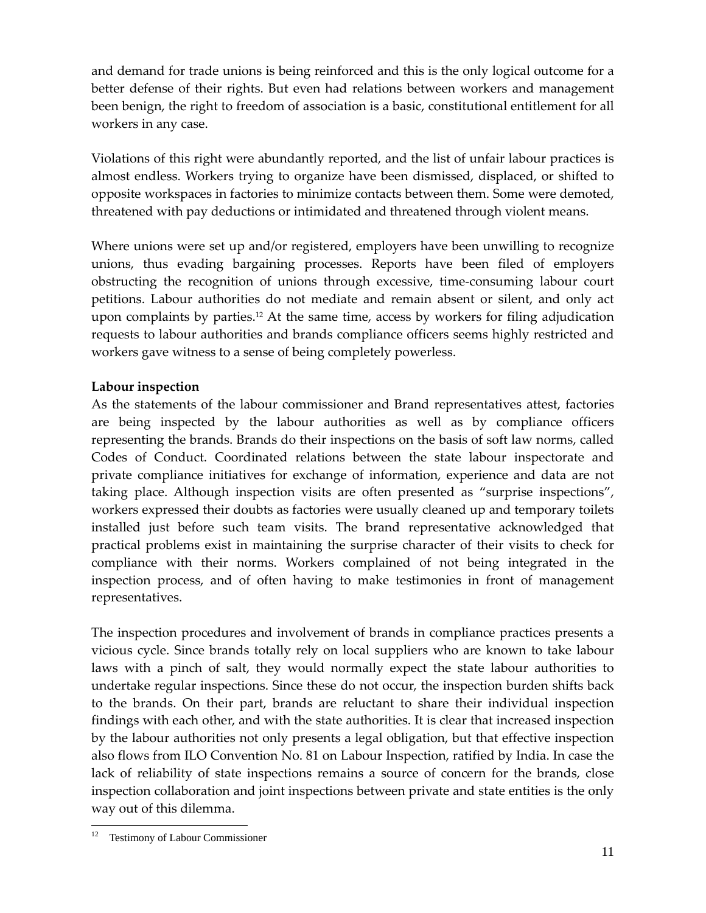and demand for trade unions is being reinforced and this is the only logical outcome for a better defense of their rights. But even had relations between workers and management been benign, the right to freedom of association is a basic, constitutional entitlement for all workers in any case.

Violations of this right were abundantly reported, and the list of unfair labour practices is almost endless. Workers trying to organize have been dismissed, displaced, or shifted to opposite workspaces in factories to minimize contacts between them. Some were demoted, threatened with pay deductions or intimidated and threatened through violent means.

Where unions were set up and/or registered, employers have been unwilling to recognize unions, thus evading bargaining processes. Reports have been filed of employers obstructing the recognition of unions through excessive, time-consuming labour court petitions. Labour authorities do not mediate and remain absent or silent, and only act upon complaints by parties.[12] At the same time, access by workers for filing adjudication requests to labour authorities and brands compliance officers seems highly restricted and workers gave witness to a sense of being completely powerless.

**Labour inspection**

As the statements of the labour commissioner and Brand representatives attest, factories are being inspected by the labour authorities as well as by compliance officers representing the brands. Brands do their inspections on the basis of soft law norms, called Codes of Conduct. Coordinated relations between the state labour inspectorate and private compliance initiatives for exchange of information, experience and data are not taking place. Although inspection visits are often presented as "surprise inspections", workers expressed their doubts as factories were usually cleaned up and temporary toilets installed just before such team visits. The brand representative acknowledged that practical problems exist in maintaining the surprise character of their visits to check for compliance with their norms. Workers complained of not being integrated in the inspection process, and of often having to make testimonies in front of management representatives.

The inspection procedures and involvement of brands in compliance practices presents a vicious cycle. Since brands totally rely on local suppliers who are known to take labour laws with a pinch of salt, they would normally expect the state labour authorities to undertake regular inspections. Since these do not occur, the inspection burden shifts back to the brands. On their part, brands are reluctant to share their individual inspection findings with each other, and with the state authorities. It is clear that increased inspection by the labour authorities not only presents a legal obligation, but that effective inspection also flows from ILO Convention No. 81 on Labour Inspection, ratified by India. In case the lack of reliability of state inspections remains a source of concern for the brands, close inspection collaboration and joint inspections between private and state entities is the only way out of this dilemma.

[12] Testimony of Labour Commissioner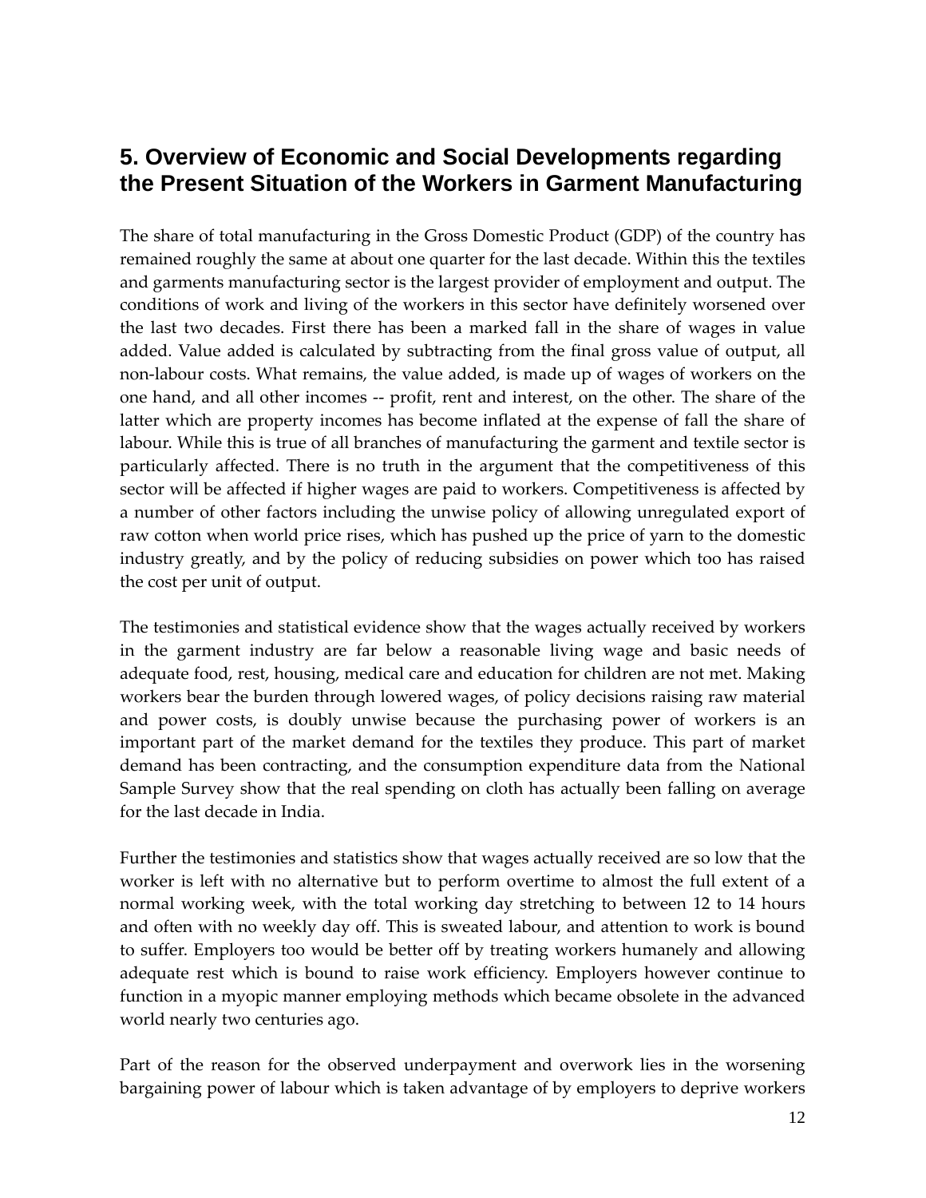## 5. Overview of Economic and Social Developments regarding the Present Situation of the Workers in Garment Manufacturing

The share of total manufacturing in the Gross Domestic Product (GDP) of the country has remained roughly the same at about one quarter for the last decade. Within this the textiles and garments manufacturing sector is the largest provider of employment and output. The conditions of work and living of the workers in this sector have definitely worsened over the last two decades. First there has been a marked fall in the share of wages in value added. Value added is calculated by subtracting from the final gross value of output, all non-labour costs. What remains, the value added, is made up of wages of workers on the one hand, and all other incomes -- profit, rent and interest, on the other. The share of the latter which are property incomes has become inflated at the expense of fall the share of labour. While this is true of all branches of manufacturing the garment and textile sector is particularly affected. There is no truth in the argument that the competitiveness of this sector will be affected if higher wages are paid to workers. Competitiveness is affected by a number of other factors including the unwise policy of allowing unregulated export of raw cotton when world price rises, which has pushed up the price of yarn to the domestic industry greatly, and by the policy of reducing subsidies on power which too has raised the cost per unit of output.

The testimonies and statistical evidence show that the wages actually received by workers in the garment industry are far below a reasonable living wage and basic needs of adequate food, rest, housing, medical care and education for children are not met. Making workers bear the burden through lowered wages, of policy decisions raising raw material and power costs, is doubly unwise because the purchasing power of workers is an important part of the market demand for the textiles they produce. This part of market demand has been contracting, and the consumption expenditure data from the National Sample Survey show that the real spending on cloth has actually been falling on average for the last decade in India.

Further the testimonies and statistics show that wages actually received are so low that the worker is left with no alternative but to perform overtime to almost the full extent of a normal working week, with the total working day stretching to between 12 to 14 hours and often with no weekly day off. This is sweated labour, and attention to work is bound to suffer. Employers too would be better off by treating workers humanely and allowing adequate rest which is bound to raise work efficiency. Employers however continue to function in a myopic manner employing methods which became obsolete in the advanced world nearly two centuries ago.

Part of the reason for the observed underpayment and overwork lies in the worsening bargaining power of labour which is taken advantage of by employers to deprive workers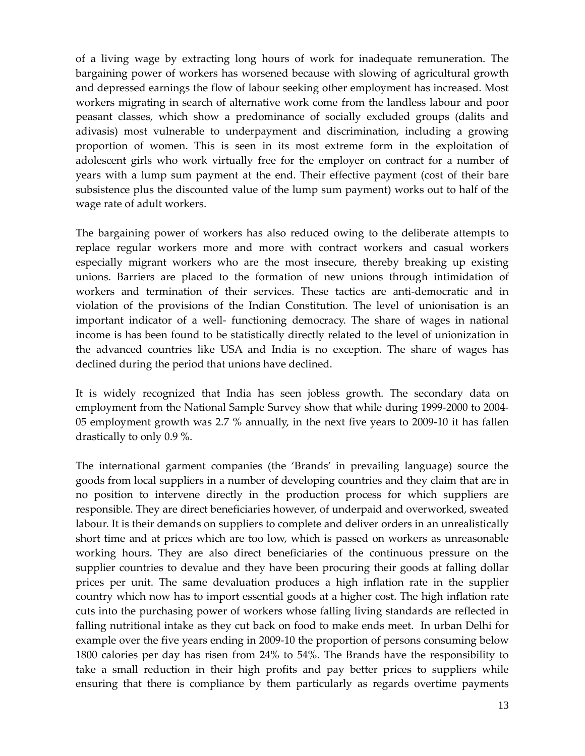of a living wage by extracting long hours of work for inadequate remuneration. The bargaining power of workers has worsened because with slowing of agricultural growth and depressed earnings the flow of labour seeking other employment has increased. Most workers migrating in search of alternative work come from the landless labour and poor peasant classes, which show a predominance of socially excluded groups (dalits and adivasis) most vulnerable to underpayment and discrimination, including a growing proportion of women. This is seen in its most extreme form in the exploitation of adolescent girls who work virtually free for the employer on contract for a number of years with a lump sum payment at the end. Their effective payment (cost of their bare subsistence plus the discounted value of the lump sum payment) works out to half of the wage rate of adult workers.

The bargaining power of workers has also reduced owing to the deliberate attempts to replace regular workers more and more with contract workers and casual workers especially migrant workers who are the most insecure, thereby breaking up existing unions. Barriers are placed to the formation of new unions through intimidation of workers and termination of their services. These tactics are anti-democratic and in violation of the provisions of the Indian Constitution. The level of unionisation is an important indicator of a well- functioning democracy. The share of wages in national income is has been found to be statistically directly related to the level of unionization in the advanced countries like USA and India is no exception. The share of wages has declined during the period that unions have declined.

It is widely recognized that India has seen jobless growth. The secondary data on employment from the National Sample Survey show that while during 1999-2000 to 2004-05 employment growth was 2.7 % annually, in the next five years to 2009-10 it has fallen drastically to only 0.9 %.

The international garment companies (the 'Brands' in prevailing language) source the goods from local suppliers in a number of developing countries and they claim that are in no position to intervene directly in the production process for which suppliers are responsible. They are direct beneficiaries however, of underpaid and overworked, sweated labour. It is their demands on suppliers to complete and deliver orders in an unrealistically short time and at prices which are too low, which is passed on workers as unreasonable working hours. They are also direct beneficiaries of the continuous pressure on the supplier countries to devalue and they have been procuring their goods at falling dollar prices per unit. The same devaluation produces a high inflation rate in the supplier country which now has to import essential goods at a higher cost. The high inflation rate cuts into the purchasing power of workers whose falling living standards are reflected in falling nutritional intake as they cut back on food to make ends meet. In urban Delhi for example over the five years ending in 2009-10 the proportion of persons consuming below 1800 calories per day has risen from 24% to 54%. The Brands have the responsibility to take a small reduction in their high profits and pay better prices to suppliers while ensuring that there is compliance by them particularly as regards overtime payments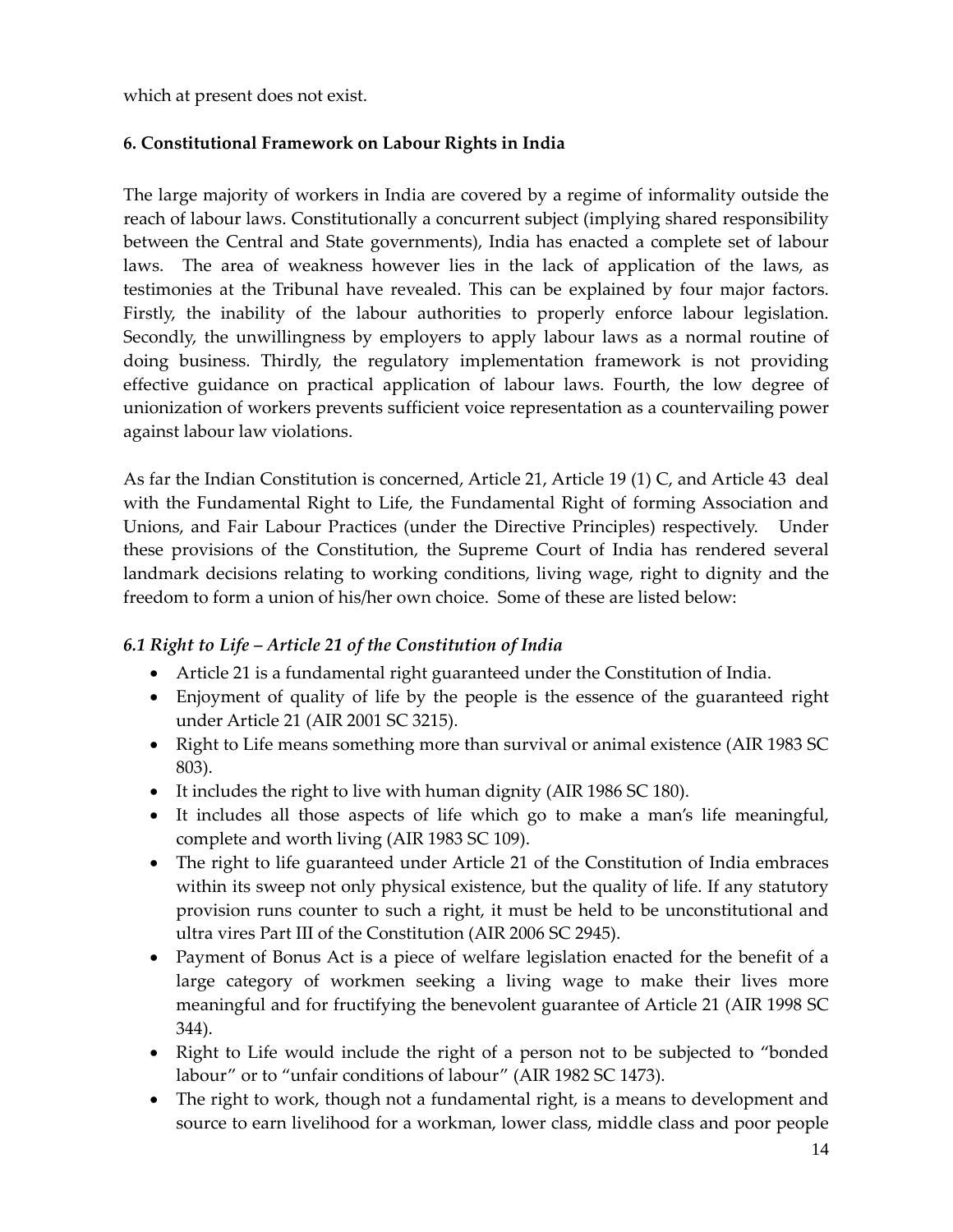which at present does not exist.

### 6. Constitutional Framework on Labour Rights in India

The large majority of workers in India are covered by a regime of informality outside the reach of labour laws. Constitutionally a concurrent subject (implying shared responsibility between the Central and State governments), India has enacted a complete set of labour laws. The area of weakness however lies in the lack of application of the laws, as testimonies at the Tribunal have revealed. This can be explained by four major factors. Firstly, the inability of the labour authorities to properly enforce labour legislation. Secondly, the unwillingness by employers to apply labour laws as a normal routine of doing business. Thirdly, the regulatory implementation framework is not providing effective guidance on practical application of labour laws. Fourth, the low degree of unionization of workers prevents sufficient voice representation as a countervailing power against labour law violations.

As far the Indian Constitution is concerned, Article 21, Article 19 (1) C, and Article 43 deal with the Fundamental Right to Life, the Fundamental Right of forming Association and Unions, and Fair Labour Practices (under the Directive Principles) respectively. Under these provisions of the Constitution, the Supreme Court of India has rendered several landmark decisions relating to working conditions, living wage, right to dignity and the freedom to form a union of his/her own choice. Some of these are listed below:

#### *6.1 Right to Life – Article 21 of the Constitution of India*

- Article 21 is a fundamental right guaranteed under the Constitution of India.
- Enjoyment of quality of life by the people is the essence of the guaranteed right under Article 21 (AIR 2001 SC 3215).
- Right to Life means something more than survival or animal existence (AIR 1983 SC 803).
- It includes the right to live with human dignity (AIR 1986 SC 180).
- It includes all those aspects of life which go to make a man's life meaningful, complete and worth living (AIR 1983 SC 109).
- The right to life guaranteed under Article 21 of the Constitution of India embraces within its sweep not only physical existence, but the quality of life. If any statutory provision runs counter to such a right, it must be held to be unconstitutional and ultra vires Part III of the Constitution (AIR 2006 SC 2945).
- Payment of Bonus Act is a piece of welfare legislation enacted for the benefit of a large category of workmen seeking a living wage to make their lives more meaningful and for fructifying the benevolent guarantee of Article 21 (AIR 1998 SC 344).
- Right to Life would include the right of a person not to be subjected to "bonded labour" or to "unfair conditions of labour" (AIR 1982 SC 1473).
- The right to work, though not a fundamental right, is a means to development and source to earn livelihood for a workman, lower class, middle class and poor people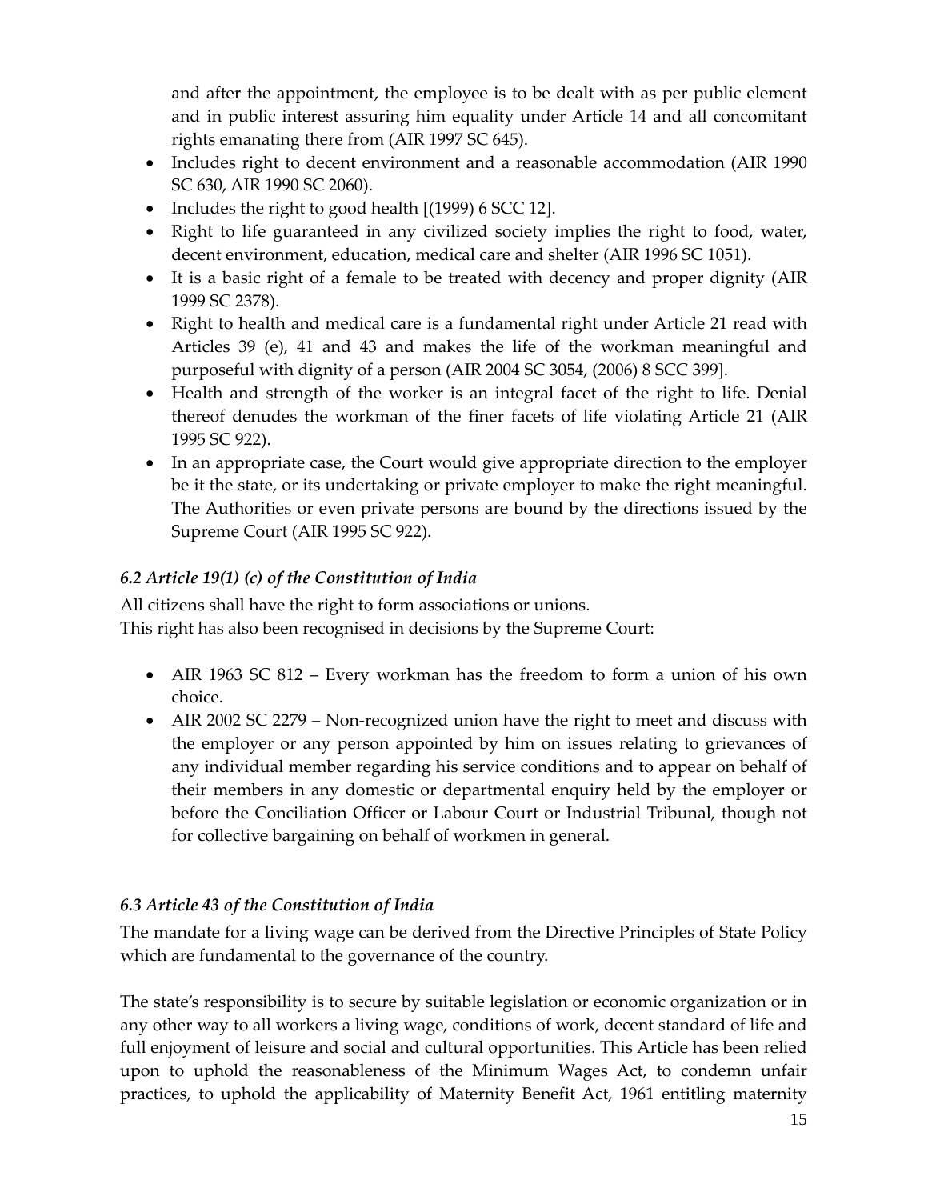and after the appointment, the employee is to be dealt with as per public element and in public interest assuring him equality under Article 14 and all concomitant rights emanating there from (AIR 1997 SC 645).

- Includes right to decent environment and a reasonable accommodation (AIR 1990 SC 630, AIR 1990 SC 2060).
- Includes the right to good health [(1999) 6 SCC 12].
- Right to life guaranteed in any civilized society implies the right to food, water, decent environment, education, medical care and shelter (AIR 1996 SC 1051).
- It is a basic right of a female to be treated with decency and proper dignity (AIR 1999 SC 2378).
- Right to health and medical care is a fundamental right under Article 21 read with Articles 39 (e), 41 and 43 and makes the life of the workman meaningful and purposeful with dignity of a person (AIR 2004 SC 3054, (2006) 8 SCC 399].
- Health and strength of the worker is an integral facet of the right to life. Denial thereof denudes the workman of the finer facets of life violating Article 21 (AIR 1995 SC 922).
- In an appropriate case, the Court would give appropriate direction to the employer be it the state, or its undertaking or private employer to make the right meaningful. The Authorities or even private persons are bound by the directions issued by the Supreme Court (AIR 1995 SC 922).

### *6.2 Article 19(1) (c) of the Constitution of India*

All citizens shall have the right to form associations or unions.
This right has also been recognised in decisions by the Supreme Court:

- AIR 1963 SC 812 – Every workman has the freedom to form a union of his own choice.
- AIR 2002 SC 2279 – Non-recognized union have the right to meet and discuss with the employer or any person appointed by him on issues relating to grievances of any individual member regarding his service conditions and to appear on behalf of their members in any domestic or departmental enquiry held by the employer or before the Conciliation Officer or Labour Court or Industrial Tribunal, though not for collective bargaining on behalf of workmen in general.

### *6.3 Article 43 of the Constitution of India*

The mandate for a living wage can be derived from the Directive Principles of State Policy which are fundamental to the governance of the country.

The state's responsibility is to secure by suitable legislation or economic organization or in any other way to all workers a living wage, conditions of work, decent standard of life and full enjoyment of leisure and social and cultural opportunities. This Article has been relied upon to uphold the reasonableness of the Minimum Wages Act, to condemn unfair practices, to uphold the applicability of Maternity Benefit Act, 1961 entitling maternity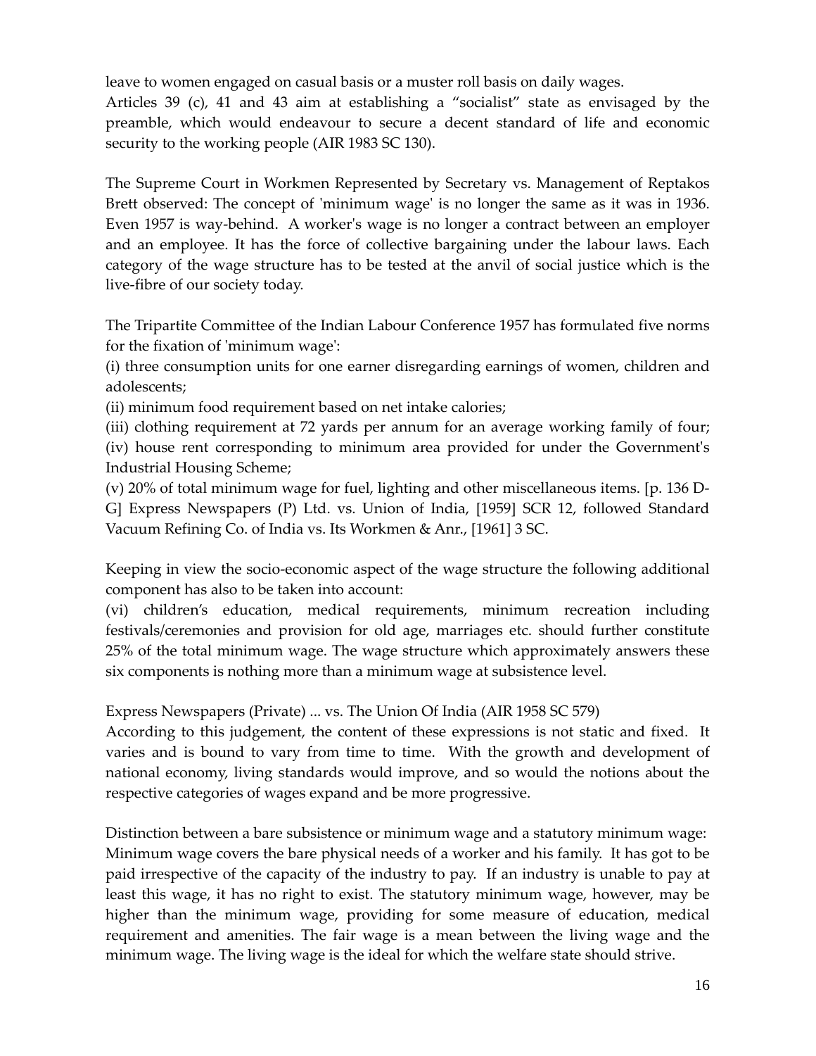leave to women engaged on casual basis or a muster roll basis on daily wages.

Articles 39 (c), 41 and 43 aim at establishing a "socialist" state as envisaged by the preamble, which would endeavour to secure a decent standard of life and economic security to the working people (AIR 1983 SC 130).

The Supreme Court in Workmen Represented by Secretary vs. Management of Reptakos Brett observed: The concept of 'minimum wage' is no longer the same as it was in 1936. Even 1957 is way-behind. A worker's wage is no longer a contract between an employer and an employee. It has the force of collective bargaining under the labour laws. Each category of the wage structure has to be tested at the anvil of social justice which is the live-fibre of our society today.

The Tripartite Committee of the Indian Labour Conference 1957 has formulated five norms for the fixation of 'minimum wage':

(i) three consumption units for one earner disregarding earnings of women, children and adolescents;

(ii) minimum food requirement based on net intake calories;

(iii) clothing requirement at 72 yards per annum for an average working family of four;

(iv) house rent corresponding to minimum area provided for under the Government's Industrial Housing Scheme;

(v) 20% of total minimum wage for fuel, lighting and other miscellaneous items. [p. 136 D-G] Express Newspapers (P) Ltd. vs. Union of India, [1959] SCR 12, followed Standard Vacuum Refining Co. of India vs. Its Workmen & Anr., [1961] 3 SC.

Keeping in view the socio-economic aspect of the wage structure the following additional component has also to be taken into account:

(vi) children's education, medical requirements, minimum recreation including festivals/ceremonies and provision for old age, marriages etc. should further constitute 25% of the total minimum wage. The wage structure which approximately answers these six components is nothing more than a minimum wage at subsistence level.

Express Newspapers (Private) ... vs. The Union Of India (AIR 1958 SC 579)

According to this judgement, the content of these expressions is not static and fixed. It varies and is bound to vary from time to time. With the growth and development of national economy, living standards would improve, and so would the notions about the respective categories of wages expand and be more progressive.

Distinction between a bare subsistence or minimum wage and a statutory minimum wage: Minimum wage covers the bare physical needs of a worker and his family. It has got to be paid irrespective of the capacity of the industry to pay. If an industry is unable to pay at least this wage, it has no right to exist. The statutory minimum wage, however, may be higher than the minimum wage, providing for some measure of education, medical requirement and amenities. The fair wage is a mean between the living wage and the minimum wage. The living wage is the ideal for which the welfare state should strive.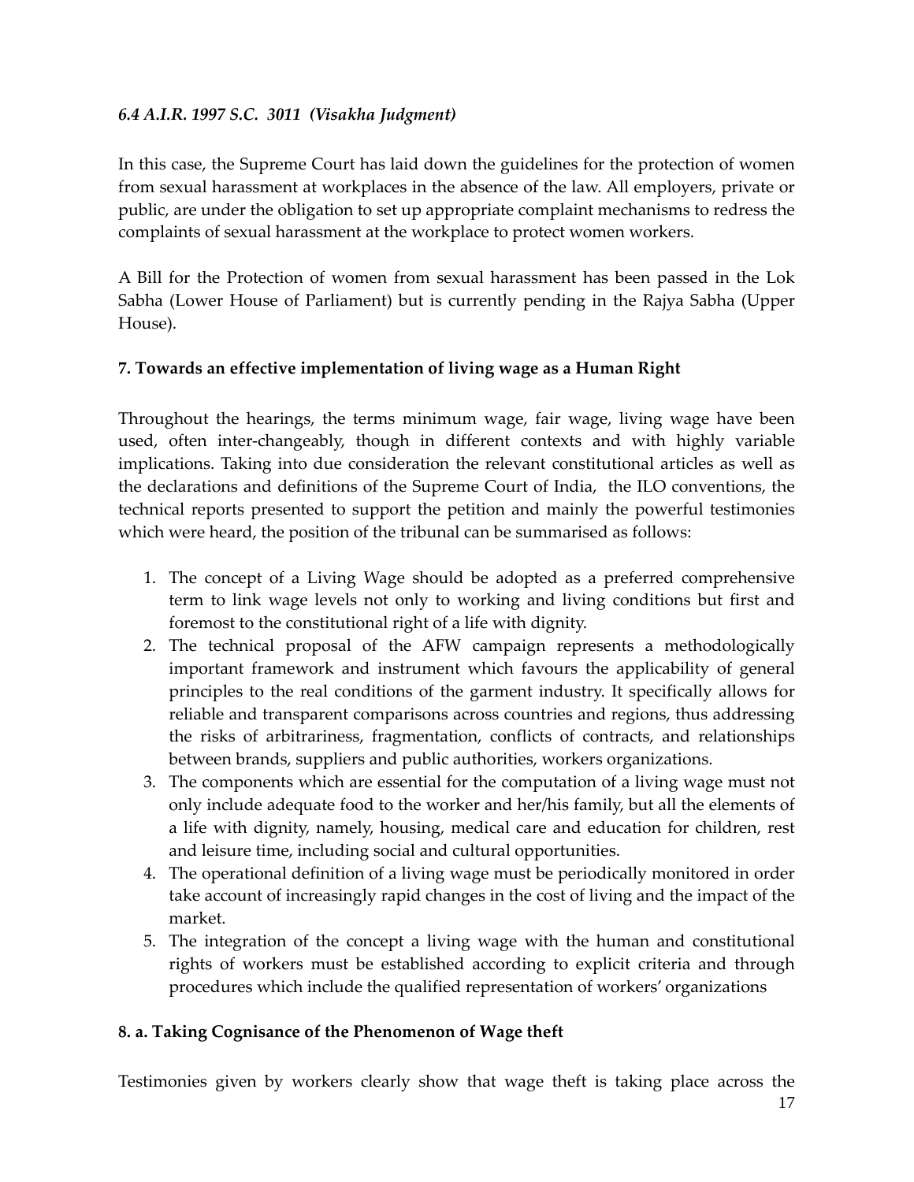### *6.4 A.I.R. 1997 S.C. 3011 (Visakha Judgment)*

In this case, the Supreme Court has laid down the guidelines for the protection of women from sexual harassment at workplaces in the absence of the law. All employers, private or public, are under the obligation to set up appropriate complaint mechanisms to redress the complaints of sexual harassment at the workplace to protect women workers.

A Bill for the Protection of women from sexual harassment has been passed in the Lok Sabha (Lower House of Parliament) but is currently pending in the Rajya Sabha (Upper House).

## 7. Towards an effective implementation of living wage as a Human Right

Throughout the hearings, the terms minimum wage, fair wage, living wage have been used, often inter-changeably, though in different contexts and with highly variable implications. Taking into due consideration the relevant constitutional articles as well as the declarations and definitions of the Supreme Court of India, the ILO conventions, the technical reports presented to support the petition and mainly the powerful testimonies which were heard, the position of the tribunal can be summarised as follows:

1. The concept of a Living Wage should be adopted as a preferred comprehensive term to link wage levels not only to working and living conditions but first and foremost to the constitutional right of a life with dignity.
2. The technical proposal of the AFW campaign represents a methodologically important framework and instrument which favours the applicability of general principles to the real conditions of the garment industry. It specifically allows for reliable and transparent comparisons across countries and regions, thus addressing the risks of arbitrariness, fragmentation, conflicts of contracts, and relationships between brands, suppliers and public authorities, workers organizations.
3. The components which are essential for the computation of a living wage must not only include adequate food to the worker and her/his family, but all the elements of a life with dignity, namely, housing, medical care and education for children, rest and leisure time, including social and cultural opportunities.
4. The operational definition of a living wage must be periodically monitored in order take account of increasingly rapid changes in the cost of living and the impact of the market.
5. The integration of the concept a living wage with the human and constitutional rights of workers must be established according to explicit criteria and through procedures which include the qualified representation of workers' organizations

## 8. a. Taking Cognisance of the Phenomenon of Wage theft

Testimonies given by workers clearly show that wage theft is taking place across the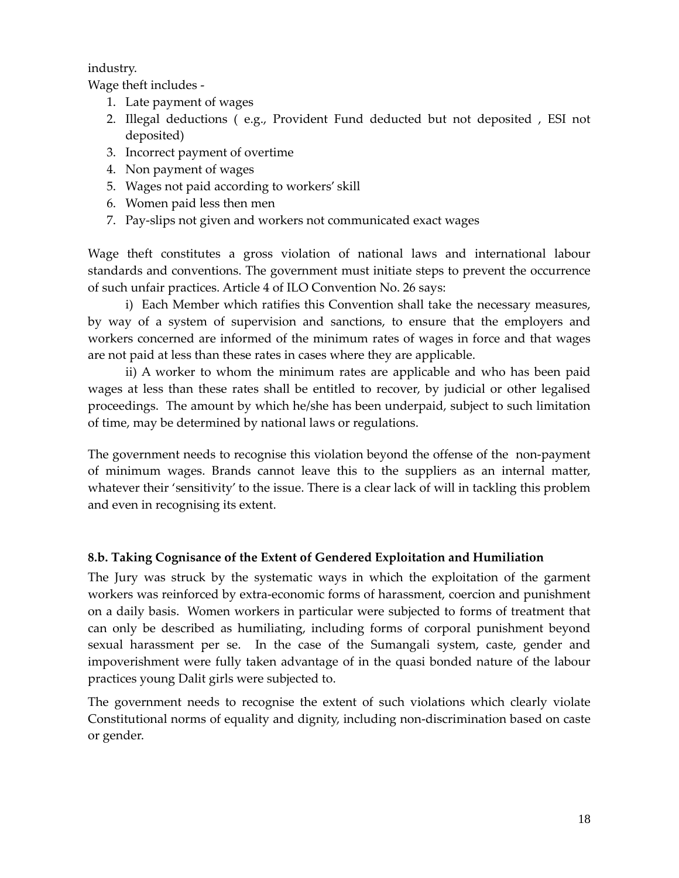industry.

Wage theft includes -

1. Late payment of wages
2. Illegal deductions ( e.g., Provident Fund deducted but not deposited , ESI not deposited)
3. Incorrect payment of overtime
4. Non payment of wages
5. Wages not paid according to workers' skill
6. Women paid less then men
7. Pay-slips not given and workers not communicated exact wages

Wage theft constitutes a gross violation of national laws and international labour standards and conventions. The government must initiate steps to prevent the occurrence of such unfair practices. Article 4 of ILO Convention No. 26 says:

i) Each Member which ratifies this Convention shall take the necessary measures, by way of a system of supervision and sanctions, to ensure that the employers and workers concerned are informed of the minimum rates of wages in force and that wages are not paid at less than these rates in cases where they are applicable.

ii) A worker to whom the minimum rates are applicable and who has been paid wages at less than these rates shall be entitled to recover, by judicial or other legalised proceedings. The amount by which he/she has been underpaid, subject to such limitation of time, may be determined by national laws or regulations.

The government needs to recognise this violation beyond the offense of the non-payment of minimum wages. Brands cannot leave this to the suppliers as an internal matter, whatever their 'sensitivity' to the issue. There is a clear lack of will in tackling this problem and even in recognising its extent.

### 8.b. Taking Cognisance of the Extent of Gendered Exploitation and Humiliation

The Jury was struck by the systematic ways in which the exploitation of the garment workers was reinforced by extra-economic forms of harassment, coercion and punishment on a daily basis. Women workers in particular were subjected to forms of treatment that can only be described as humiliating, including forms of corporal punishment beyond sexual harassment per se. In the case of the Sumangali system, caste, gender and impoverishment were fully taken advantage of in the quasi bonded nature of the labour practices young Dalit girls were subjected to.

The government needs to recognise the extent of such violations which clearly violate Constitutional norms of equality and dignity, including non-discrimination based on caste or gender.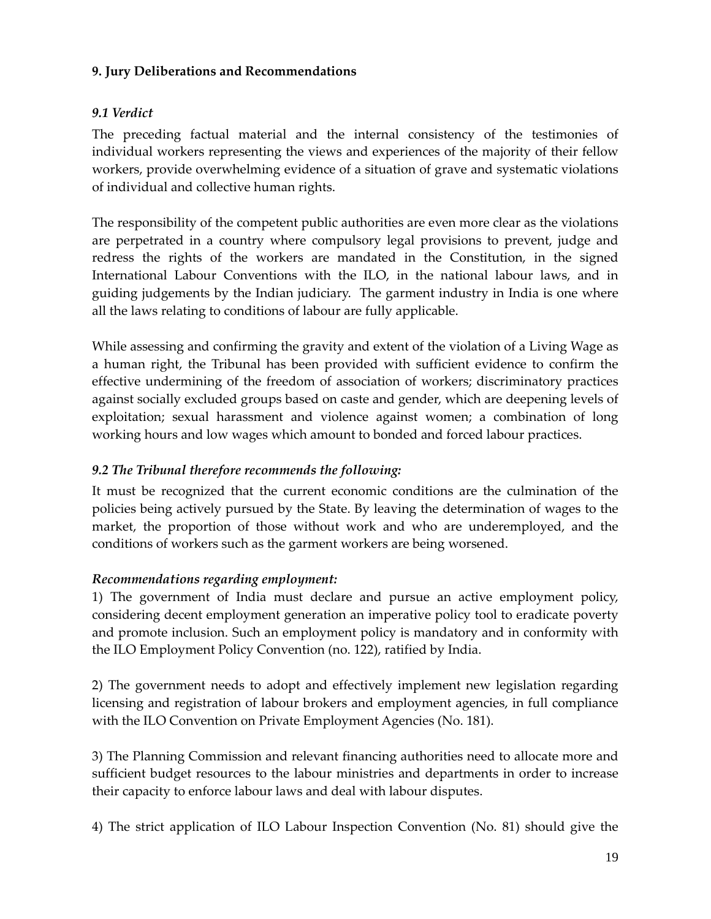## 9. Jury Deliberations and Recommendations

### *9.1 Verdict*

The preceding factual material and the internal consistency of the testimonies of individual workers representing the views and experiences of the majority of their fellow workers, provide overwhelming evidence of a situation of grave and systematic violations of individual and collective human rights.

The responsibility of the competent public authorities are even more clear as the violations are perpetrated in a country where compulsory legal provisions to prevent, judge and redress the rights of the workers are mandated in the Constitution, in the signed International Labour Conventions with the ILO, in the national labour laws, and in guiding judgements by the Indian judiciary. The garment industry in India is one where all the laws relating to conditions of labour are fully applicable.

While assessing and confirming the gravity and extent of the violation of a Living Wage as a human right, the Tribunal has been provided with sufficient evidence to confirm the effective undermining of the freedom of association of workers; discriminatory practices against socially excluded groups based on caste and gender, which are deepening levels of exploitation; sexual harassment and violence against women; a combination of long working hours and low wages which amount to bonded and forced labour practices.

### *9.2 The Tribunal therefore recommends the following:*

It must be recognized that the current economic conditions are the culmination of the policies being actively pursued by the State. By leaving the determination of wages to the market, the proportion of those without work and who are underemployed, and the conditions of workers such as the garment workers are being worsened.

***Recommendations regarding employment:***

1) The government of India must declare and pursue an active employment policy, considering decent employment generation an imperative policy tool to eradicate poverty and promote inclusion. Such an employment policy is mandatory and in conformity with the ILO Employment Policy Convention (no. 122), ratified by India.

2) The government needs to adopt and effectively implement new legislation regarding licensing and registration of labour brokers and employment agencies, in full compliance with the ILO Convention on Private Employment Agencies (No. 181).

3) The Planning Commission and relevant financing authorities need to allocate more and sufficient budget resources to the labour ministries and departments in order to increase their capacity to enforce labour laws and deal with labour disputes.

4) The strict application of ILO Labour Inspection Convention (No. 81) should give the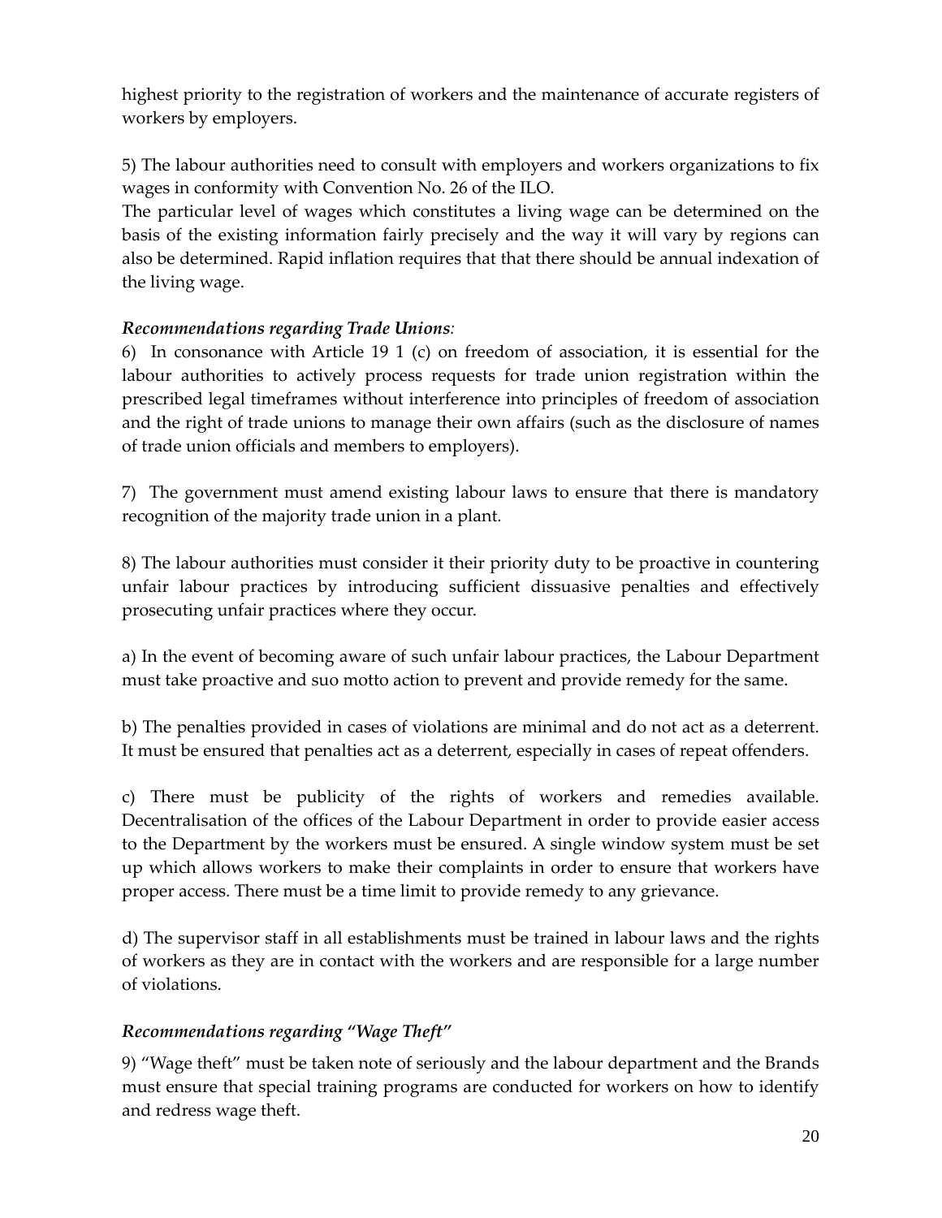highest priority to the registration of workers and the maintenance of accurate registers of workers by employers.

5) The labour authorities need to consult with employers and workers organizations to fix wages in conformity with Convention No. 26 of the ILO.
The particular level of wages which constitutes a living wage can be determined on the basis of the existing information fairly precisely and the way it will vary by regions can also be determined. Rapid inflation requires that that there should be annual indexation of the living wage.

***Recommendations regarding Trade Unions:***
6) In consonance with Article 19 1 (c) on freedom of association, it is essential for the labour authorities to actively process requests for trade union registration within the prescribed legal timeframes without interference into principles of freedom of association and the right of trade unions to manage their own affairs (such as the disclosure of names of trade union officials and members to employers).

7) The government must amend existing labour laws to ensure that there is mandatory recognition of the majority trade union in a plant.

8) The labour authorities must consider it their priority duty to be proactive in countering unfair labour practices by introducing sufficient dissuasive penalties and effectively prosecuting unfair practices where they occur.

a) In the event of becoming aware of such unfair labour practices, the Labour Department must take proactive and suo motto action to prevent and provide remedy for the same.

b) The penalties provided in cases of violations are minimal and do not act as a deterrent. It must be ensured that penalties act as a deterrent, especially in cases of repeat offenders.

c) There must be publicity of the rights of workers and remedies available. Decentralisation of the offices of the Labour Department in order to provide easier access to the Department by the workers must be ensured. A single window system must be set up which allows workers to make their complaints in order to ensure that workers have proper access. There must be a time limit to provide remedy to any grievance.

d) The supervisor staff in all establishments must be trained in labour laws and the rights of workers as they are in contact with the workers and are responsible for a large number of violations.

***Recommendations regarding "Wage Theft"***

9) "Wage theft" must be taken note of seriously and the labour department and the Brands must ensure that special training programs are conducted for workers on how to identify and redress wage theft.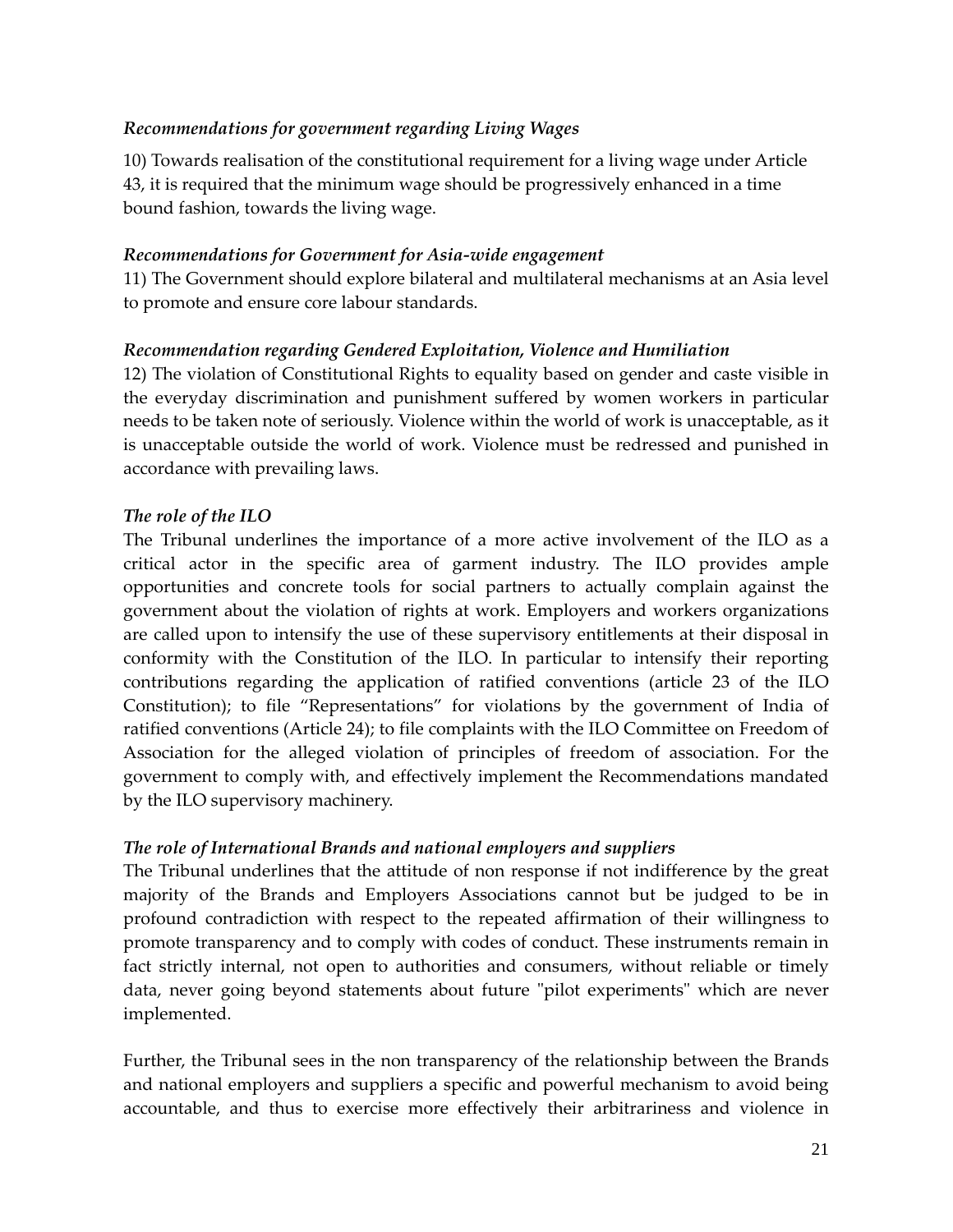*Recommendations for government regarding Living Wages*

10) Towards realisation of the constitutional requirement for a living wage under Article 43, it is required that the minimum wage should be progressively enhanced in a time bound fashion, towards the living wage.

*Recommendations for Government for Asia-wide engagement*

11) The Government should explore bilateral and multilateral mechanisms at an Asia level to promote and ensure core labour standards.

*Recommendation regarding Gendered Exploitation, Violence and Humiliation*

12) The violation of Constitutional Rights to equality based on gender and caste visible in the everyday discrimination and punishment suffered by women workers in particular needs to be taken note of seriously. Violence within the world of work is unacceptable, as it is unacceptable outside the world of work. Violence must be redressed and punished in accordance with prevailing laws.

*The role of the ILO*

The Tribunal underlines the importance of a more active involvement of the ILO as a critical actor in the specific area of garment industry. The ILO provides ample opportunities and concrete tools for social partners to actually complain against the government about the violation of rights at work. Employers and workers organizations are called upon to intensify the use of these supervisory entitlements at their disposal in conformity with the Constitution of the ILO. In particular to intensify their reporting contributions regarding the application of ratified conventions (article 23 of the ILO Constitution); to file "Representations" for violations by the government of India of ratified conventions (Article 24); to file complaints with the ILO Committee on Freedom of Association for the alleged violation of principles of freedom of association. For the government to comply with, and effectively implement the Recommendations mandated by the ILO supervisory machinery.

*The role of International Brands and national employers and suppliers*

The Tribunal underlines that the attitude of non response if not indifference by the great majority of the Brands and Employers Associations cannot but be judged to be in profound contradiction with respect to the repeated affirmation of their willingness to promote transparency and to comply with codes of conduct. These instruments remain in fact strictly internal, not open to authorities and consumers, without reliable or timely data, never going beyond statements about future "pilot experiments" which are never implemented.

Further, the Tribunal sees in the non transparency of the relationship between the Brands and national employers and suppliers a specific and powerful mechanism to avoid being accountable, and thus to exercise more effectively their arbitrariness and violence in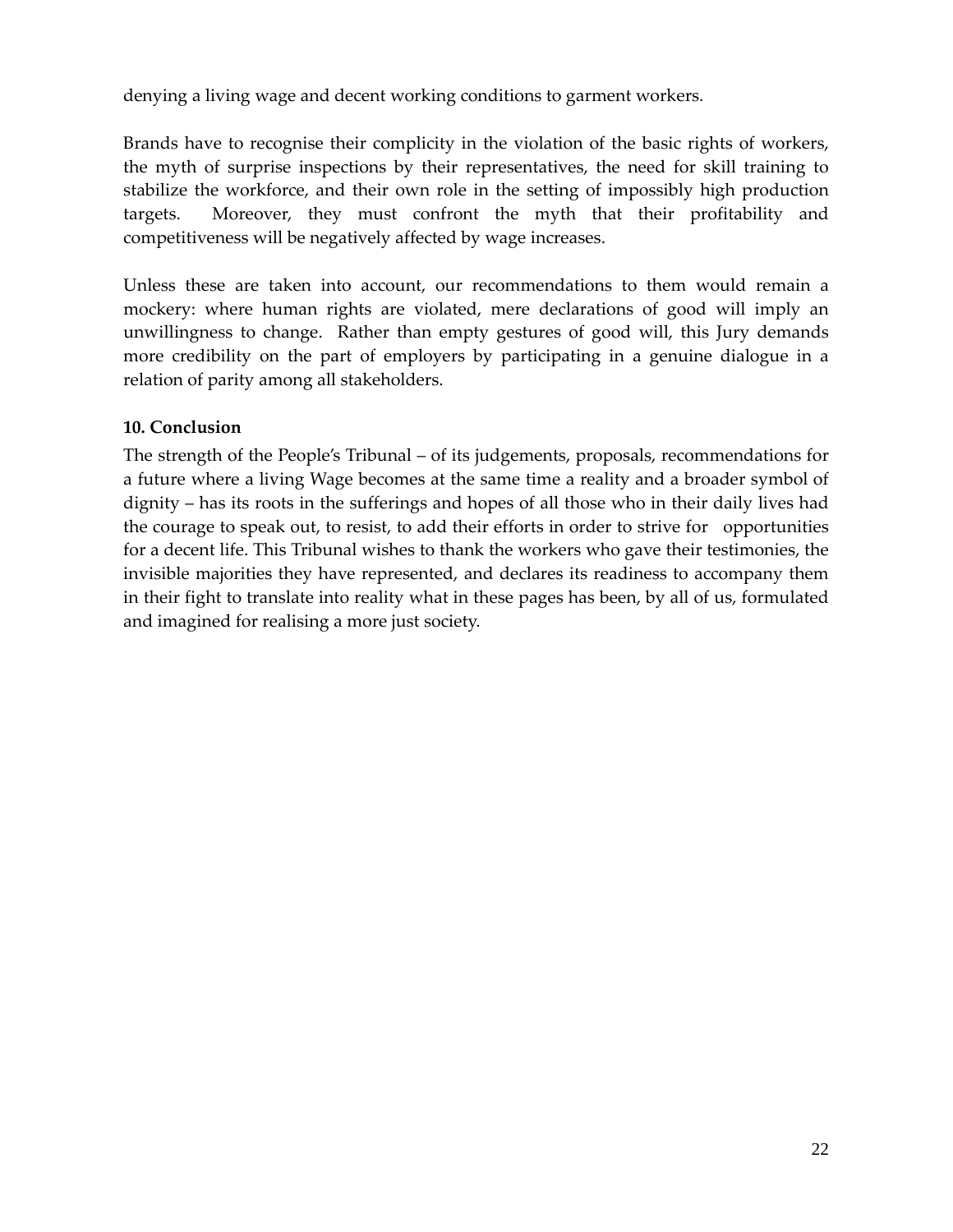denying a living wage and decent working conditions to garment workers.

Brands have to recognise their complicity in the violation of the basic rights of workers, the myth of surprise inspections by their representatives, the need for skill training to stabilize the workforce, and their own role in the setting of impossibly high production targets. Moreover, they must confront the myth that their profitability and competitiveness will be negatively affected by wage increases.

Unless these are taken into account, our recommendations to them would remain a mockery: where human rights are violated, mere declarations of good will imply an unwillingness to change. Rather than empty gestures of good will, this Jury demands more credibility on the part of employers by participating in a genuine dialogue in a relation of parity among all stakeholders.

**10. Conclusion**

The strength of the People's Tribunal – of its judgements, proposals, recommendations for a future where a living Wage becomes at the same time a reality and a broader symbol of dignity – has its roots in the sufferings and hopes of all those who in their daily lives had the courage to speak out, to resist, to add their efforts in order to strive for opportunities for a decent life. This Tribunal wishes to thank the workers who gave their testimonies, the invisible majorities they have represented, and declares its readiness to accompany them in their fight to translate into reality what in these pages has been, by all of us, formulated and imagined for realising a more just society.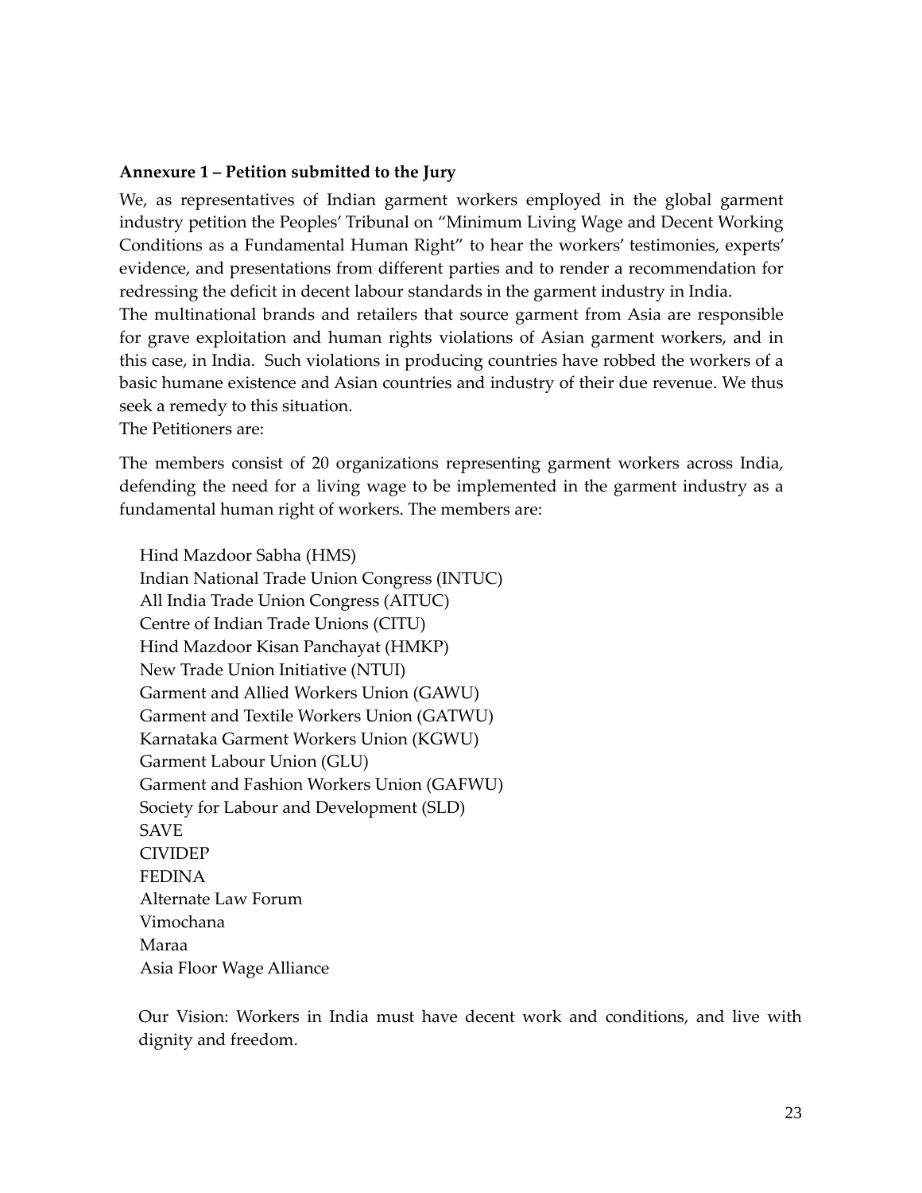**Annexure 1 – Petition submitted to the Jury**

We, as representatives of Indian garment workers employed in the global garment industry petition the Peoples' Tribunal on "Minimum Living Wage and Decent Working Conditions as a Fundamental Human Right" to hear the workers' testimonies, experts' evidence, and presentations from different parties and to render a recommendation for redressing the deficit in decent labour standards in the garment industry in India.

The multinational brands and retailers that source garment from Asia are responsible for grave exploitation and human rights violations of Asian garment workers, and in this case, in India. Such violations in producing countries have robbed the workers of a basic humane existence and Asian countries and industry of their due revenue. We thus seek a remedy to this situation.

The Petitioners are:

The members consist of 20 organizations representing garment workers across India, defending the need for a living wage to be implemented in the garment industry as a fundamental human right of workers. The members are:

- Hind Mazdoor Sabha (HMS)
- Indian National Trade Union Congress (INTUC)
- All India Trade Union Congress (AITUC)
- Centre of Indian Trade Unions (CITU)
- Hind Mazdoor Kisan Panchayat (HMKP)
- New Trade Union Initiative (NTUI)
- Garment and Allied Workers Union (GAWU)
- Garment and Textile Workers Union (GATWU)
- Karnataka Garment Workers Union (KGWU)
- Garment Labour Union (GLU)
- Garment and Fashion Workers Union (GAFWU)
- Society for Labour and Development (SLD)
- SAVE
- CIVIDEP
- FEDINA
- Alternate Law Forum
- Vimochana
- Maraa
- Asia Floor Wage Alliance

Our Vision: Workers in India must have decent work and conditions, and live with dignity and freedom.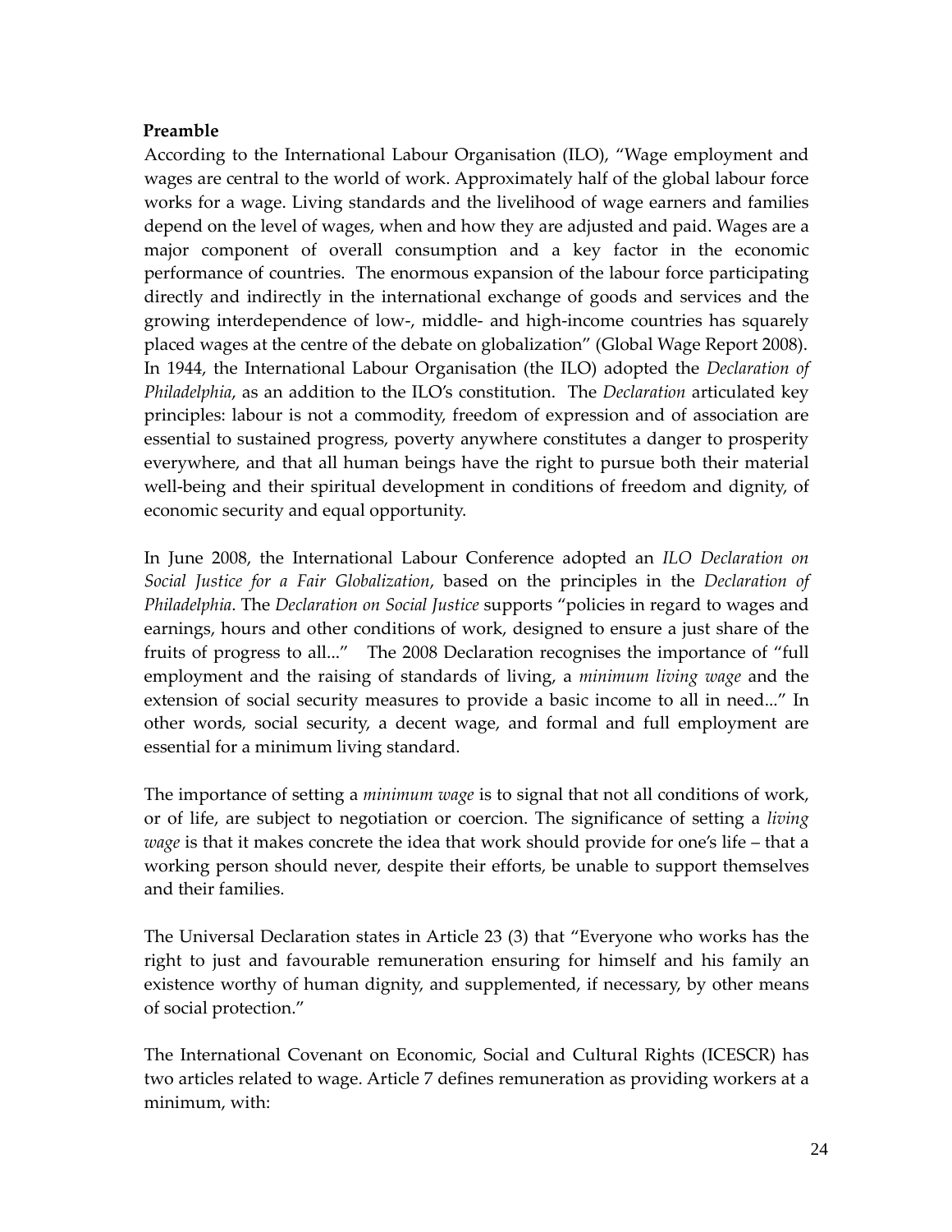**Preamble**

According to the International Labour Organisation (ILO), "Wage employment and wages are central to the world of work. Approximately half of the global labour force works for a wage. Living standards and the livelihood of wage earners and families depend on the level of wages, when and how they are adjusted and paid. Wages are a major component of overall consumption and a key factor in the economic performance of countries. The enormous expansion of the labour force participating directly and indirectly in the international exchange of goods and services and the growing interdependence of low-, middle- and high-income countries has squarely placed wages at the centre of the debate on globalization" (Global Wage Report 2008). In 1944, the International Labour Organisation (the ILO) adopted the *Declaration of Philadelphia*, as an addition to the ILO's constitution. The *Declaration* articulated key principles: labour is not a commodity, freedom of expression and of association are essential to sustained progress, poverty anywhere constitutes a danger to prosperity everywhere, and that all human beings have the right to pursue both their material well-being and their spiritual development in conditions of freedom and dignity, of economic security and equal opportunity.

In June 2008, the International Labour Conference adopted an *ILO Declaration on Social Justice for a Fair Globalization*, based on the principles in the *Declaration of Philadelphia*. The *Declaration on Social Justice* supports "policies in regard to wages and earnings, hours and other conditions of work, designed to ensure a just share of the fruits of progress to all..." The 2008 Declaration recognises the importance of "full employment and the raising of standards of living, a *minimum living wage* and the extension of social security measures to provide a basic income to all in need..." In other words, social security, a decent wage, and formal and full employment are essential for a minimum living standard.

The importance of setting a *minimum wage* is to signal that not all conditions of work, or of life, are subject to negotiation or coercion. The significance of setting a *living wage* is that it makes concrete the idea that work should provide for one's life – that a working person should never, despite their efforts, be unable to support themselves and their families.

The Universal Declaration states in Article 23 (3) that "Everyone who works has the right to just and favourable remuneration ensuring for himself and his family an existence worthy of human dignity, and supplemented, if necessary, by other means of social protection."

The International Covenant on Economic, Social and Cultural Rights (ICESCR) has two articles related to wage. Article 7 defines remuneration as providing workers at a minimum, with: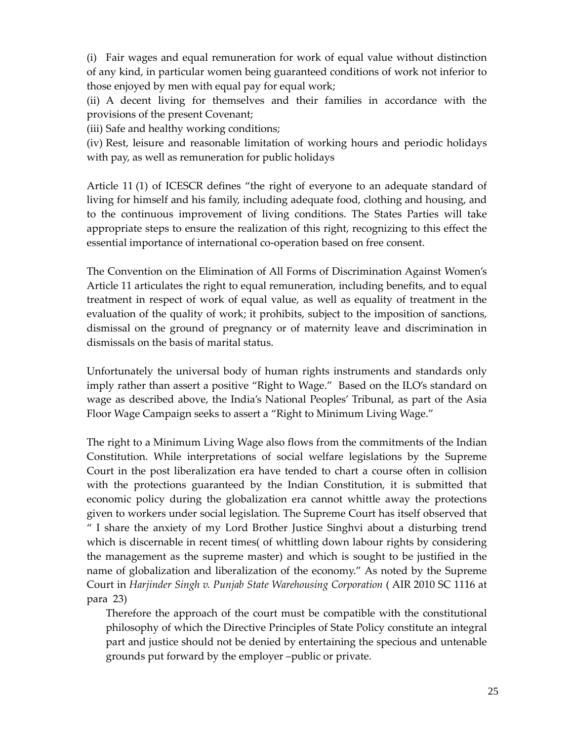(i) Fair wages and equal remuneration for work of equal value without distinction of any kind, in particular women being guaranteed conditions of work not inferior to those enjoyed by men with equal pay for equal work;

(ii) A decent living for themselves and their families in accordance with the provisions of the present Covenant;

(iii) Safe and healthy working conditions;

(iv) Rest, leisure and reasonable limitation of working hours and periodic holidays with pay, as well as remuneration for public holidays

Article 11 (1) of ICESCR defines "the right of everyone to an adequate standard of living for himself and his family, including adequate food, clothing and housing, and to the continuous improvement of living conditions. The States Parties will take appropriate steps to ensure the realization of this right, recognizing to this effect the essential importance of international co-operation based on free consent.

The Convention on the Elimination of All Forms of Discrimination Against Women's Article 11 articulates the right to equal remuneration, including benefits, and to equal treatment in respect of work of equal value, as well as equality of treatment in the evaluation of the quality of work; it prohibits, subject to the imposition of sanctions, dismissal on the ground of pregnancy or of maternity leave and discrimination in dismissals on the basis of marital status.

Unfortunately the universal body of human rights instruments and standards only imply rather than assert a positive "Right to Wage." Based on the ILO's standard on wage as described above, the India's National Peoples' Tribunal, as part of the Asia Floor Wage Campaign seeks to assert a "Right to Minimum Living Wage."

The right to a Minimum Living Wage also flows from the commitments of the Indian Constitution. While interpretations of social welfare legislations by the Supreme Court in the post liberalization era have tended to chart a course often in collision with the protections guaranteed by the Indian Constitution, it is submitted that economic policy during the globalization era cannot whittle away the protections given to workers under social legislation. The Supreme Court has itself observed that " I share the anxiety of my Lord Brother Justice Singhvi about a disturbing trend which is discernable in recent times( of whittling down labour rights by considering the management as the supreme master) and which is sought to be justified in the name of globalization and liberalization of the economy." As noted by the Supreme Court in *Harjinder Singh v. Punjab State Warehousing Corporation* ( AIR 2010 SC 1116 at para 23)

> Therefore the approach of the court must be compatible with the constitutional philosophy of which the Directive Principles of State Policy constitute an integral part and justice should not be denied by entertaining the specious and untenable grounds put forward by the employer –public or private.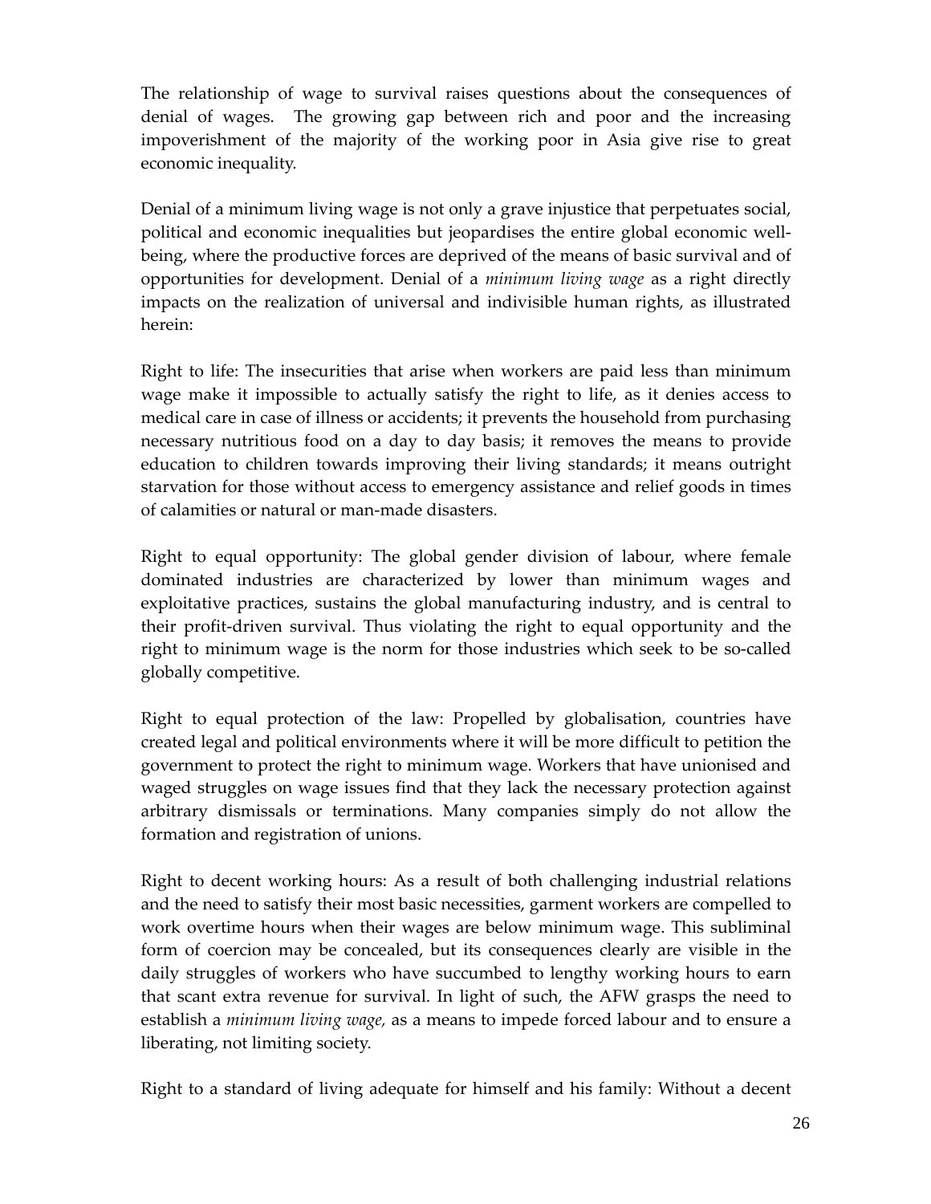The relationship of wage to survival raises questions about the consequences of denial of wages. The growing gap between rich and poor and the increasing impoverishment of the majority of the working poor in Asia give rise to great economic inequality.

Denial of a minimum living wage is not only a grave injustice that perpetuates social, political and economic inequalities but jeopardises the entire global economic well-being, where the productive forces are deprived of the means of basic survival and of opportunities for development. Denial of a *minimum living wage* as a right directly impacts on the realization of universal and indivisible human rights, as illustrated herein:

Right to life: The insecurities that arise when workers are paid less than minimum wage make it impossible to actually satisfy the right to life, as it denies access to medical care in case of illness or accidents; it prevents the household from purchasing necessary nutritious food on a day to day basis; it removes the means to provide education to children towards improving their living standards; it means outright starvation for those without access to emergency assistance and relief goods in times of calamities or natural or man-made disasters.

Right to equal opportunity: The global gender division of labour, where female dominated industries are characterized by lower than minimum wages and exploitative practices, sustains the global manufacturing industry, and is central to their profit-driven survival. Thus violating the right to equal opportunity and the right to minimum wage is the norm for those industries which seek to be so-called globally competitive.

Right to equal protection of the law: Propelled by globalisation, countries have created legal and political environments where it will be more difficult to petition the government to protect the right to minimum wage. Workers that have unionised and waged struggles on wage issues find that they lack the necessary protection against arbitrary dismissals or terminations. Many companies simply do not allow the formation and registration of unions.

Right to decent working hours: As a result of both challenging industrial relations and the need to satisfy their most basic necessities, garment workers are compelled to work overtime hours when their wages are below minimum wage. This subliminal form of coercion may be concealed, but its consequences clearly are visible in the daily struggles of workers who have succumbed to lengthy working hours to earn that scant extra revenue for survival. In light of such, the AFW grasps the need to establish a *minimum living wage,* as a means to impede forced labour and to ensure a liberating, not limiting society.

Right to a standard of living adequate for himself and his family: Without a decent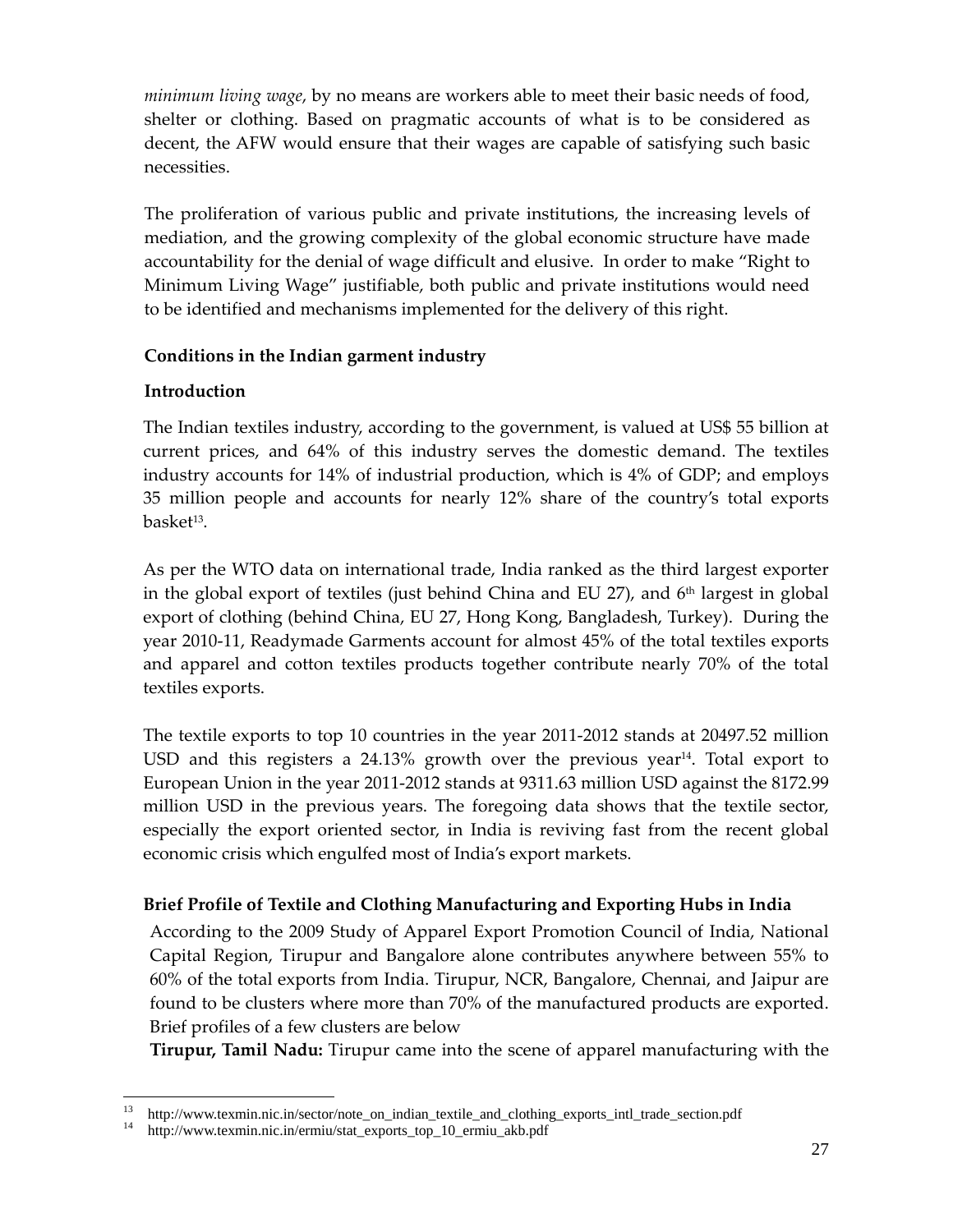*minimum living wage*, by no means are workers able to meet their basic needs of food, shelter or clothing. Based on pragmatic accounts of what is to be considered as decent, the AFW would ensure that their wages are capable of satisfying such basic necessities.

The proliferation of various public and private institutions, the increasing levels of mediation, and the growing complexity of the global economic structure have made accountability for the denial of wage difficult and elusive. In order to make "Right to Minimum Living Wage" justifiable, both public and private institutions would need to be identified and mechanisms implemented for the delivery of this right.

**Conditions in the Indian garment industry**

**Introduction**

The Indian textiles industry, according to the government, is valued at US$ 55 billion at current prices, and 64% of this industry serves the domestic demand. The textiles industry accounts for 14% of industrial production, which is 4% of GDP; and employs 35 million people and accounts for nearly 12% share of the country's total exports basket[13].

As per the WTO data on international trade, India ranked as the third largest exporter in the global export of textiles (just behind China and EU 27), and 6th largest in global export of clothing (behind China, EU 27, Hong Kong, Bangladesh, Turkey). During the year 2010-11, Readymade Garments account for almost 45% of the total textiles exports and apparel and cotton textiles products together contribute nearly 70% of the total textiles exports.

The textile exports to top 10 countries in the year 2011-2012 stands at 20497.52 million USD and this registers a 24.13% growth over the previous year[14]. Total export to European Union in the year 2011-2012 stands at 9311.63 million USD against the 8172.99 million USD in the previous years. The foregoing data shows that the textile sector, especially the export oriented sector, in India is reviving fast from the recent global economic crisis which engulfed most of India's export markets.

**Brief Profile of Textile and Clothing Manufacturing and Exporting Hubs in India**

According to the 2009 Study of Apparel Export Promotion Council of India, National Capital Region, Tirupur and Bangalore alone contributes anywhere between 55% to 60% of the total exports from India. Tirupur, NCR, Bangalore, Chennai, and Jaipur are found to be clusters where more than 70% of the manufactured products are exported. Brief profiles of a few clusters are below

**Tirupur, Tamil Nadu:** Tirupur came into the scene of apparel manufacturing with the

---

[13] http://www.texmin.nic.in/sector/note_on_indian_textile_and_clothing_exports_intl_trade_section.pdf

[14] http://www.texmin.nic.in/ermiu/stat_exports_top_10_ermiu_akb.pdf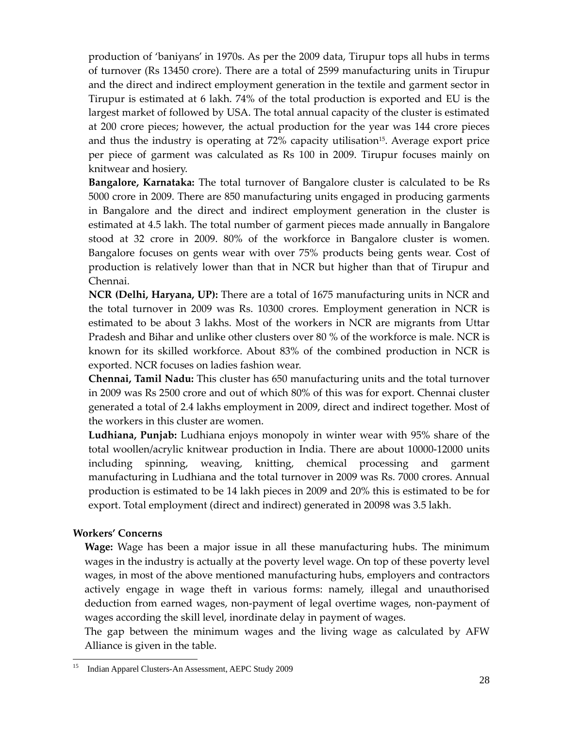production of 'baniyans' in 1970s. As per the 2009 data, Tirupur tops all hubs in terms of turnover (Rs 13450 crore). There are a total of 2599 manufacturing units in Tirupur and the direct and indirect employment generation in the textile and garment sector in Tirupur is estimated at 6 lakh. 74% of the total production is exported and EU is the largest market of followed by USA. The total annual capacity of the cluster is estimated at 200 crore pieces; however, the actual production for the year was 144 crore pieces and thus the industry is operating at 72% capacity utilisation[15]. Average export price per piece of garment was calculated as Rs 100 in 2009. Tirupur focuses mainly on knitwear and hosiery.

**Bangalore, Karnataka:** The total turnover of Bangalore cluster is calculated to be Rs 5000 crore in 2009. There are 850 manufacturing units engaged in producing garments in Bangalore and the direct and indirect employment generation in the cluster is estimated at 4.5 lakh. The total number of garment pieces made annually in Bangalore stood at 32 crore in 2009. 80% of the workforce in Bangalore cluster is women. Bangalore focuses on gents wear with over 75% products being gents wear. Cost of production is relatively lower than that in NCR but higher than that of Tirupur and Chennai.

**NCR (Delhi, Haryana, UP):** There are a total of 1675 manufacturing units in NCR and the total turnover in 2009 was Rs. 10300 crores. Employment generation in NCR is estimated to be about 3 lakhs. Most of the workers in NCR are migrants from Uttar Pradesh and Bihar and unlike other clusters over 80 % of the workforce is male. NCR is known for its skilled workforce. About 83% of the combined production in NCR is exported. NCR focuses on ladies fashion wear.

**Chennai, Tamil Nadu:** This cluster has 650 manufacturing units and the total turnover in 2009 was Rs 2500 crore and out of which 80% of this was for export. Chennai cluster generated a total of 2.4 lakhs employment in 2009, direct and indirect together. Most of the workers in this cluster are women.

**Ludhiana, Punjab:** Ludhiana enjoys monopoly in winter wear with 95% share of the total woollen/acrylic knitwear production in India. There are about 10000-12000 units including spinning, weaving, knitting, chemical processing and garment manufacturing in Ludhiana and the total turnover in 2009 was Rs. 7000 crores. Annual production is estimated to be 14 lakh pieces in 2009 and 20% this is estimated to be for export. Total employment (direct and indirect) generated in 20098 was 3.5 lakh.

### Workers' Concerns

**Wage:** Wage has been a major issue in all these manufacturing hubs. The minimum wages in the industry is actually at the poverty level wage. On top of these poverty level wages, in most of the above mentioned manufacturing hubs, employers and contractors actively engage in wage theft in various forms: namely, illegal and unauthorised deduction from earned wages, non-payment of legal overtime wages, non-payment of wages according the skill level, inordinate delay in payment of wages.

The gap between the minimum wages and the living wage as calculated by AFW Alliance is given in the table.

[15] Indian Apparel Clusters-An Assessment, AEPC Study 2009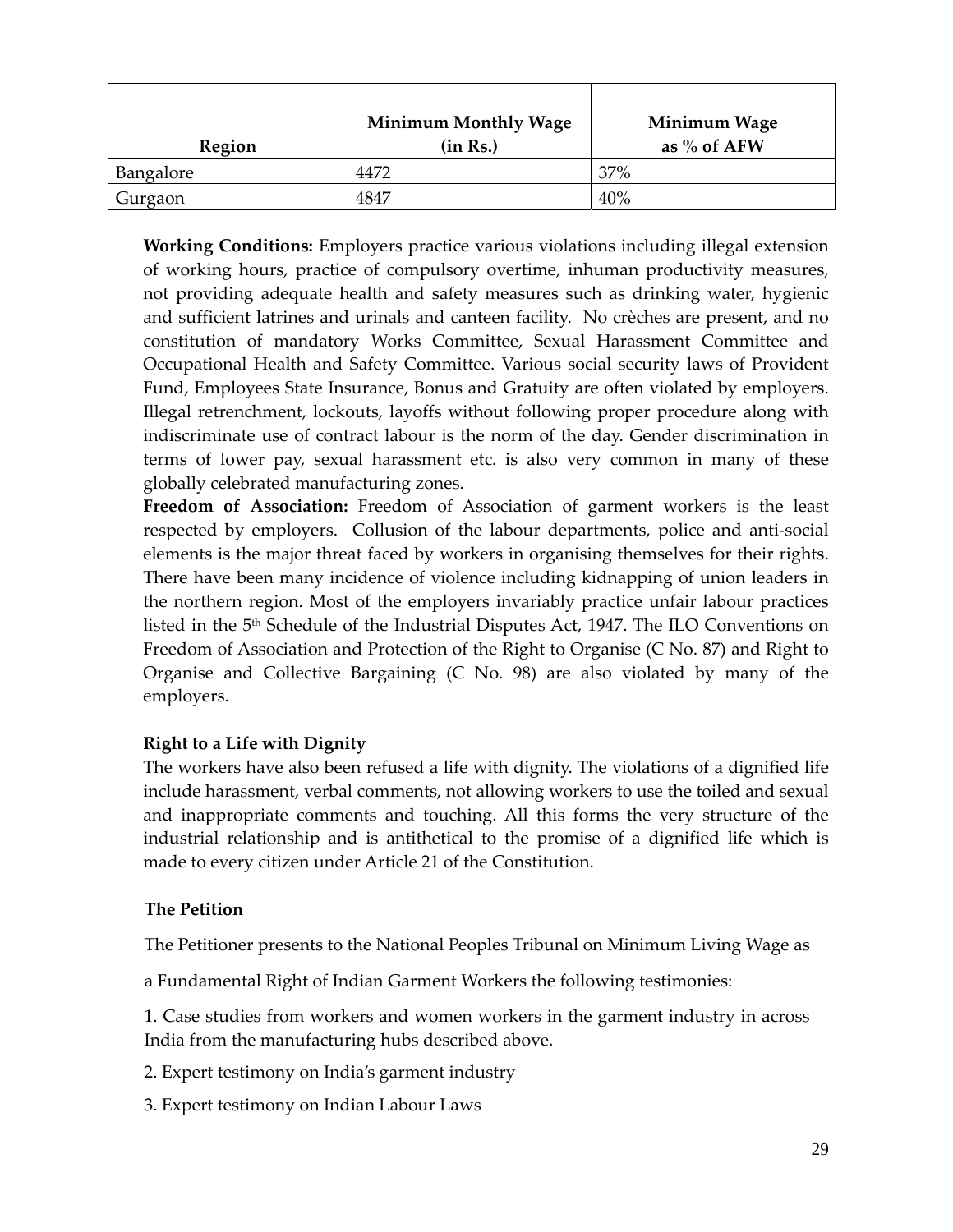| Region | Minimum Monthly Wage (in Rs.) | Minimum Wage as % of AFW |
|---|---|---|
| Bangalore | 4472 | 37% |
| Gurgaon | 4847 | 40% |

**Working Conditions:** Employers practice various violations including illegal extension of working hours, practice of compulsory overtime, inhuman productivity measures, not providing adequate health and safety measures such as drinking water, hygienic and sufficient latrines and urinals and canteen facility. No crèches are present, and no constitution of mandatory Works Committee, Sexual Harassment Committee and Occupational Health and Safety Committee. Various social security laws of Provident Fund, Employees State Insurance, Bonus and Gratuity are often violated by employers. Illegal retrenchment, lockouts, layoffs without following proper procedure along with indiscriminate use of contract labour is the norm of the day. Gender discrimination in terms of lower pay, sexual harassment etc. is also very common in many of these globally celebrated manufacturing zones.

**Freedom of Association:** Freedom of Association of garment workers is the least respected by employers. Collusion of the labour departments, police and anti-social elements is the major threat faced by workers in organising themselves for their rights. There have been many incidence of violence including kidnapping of union leaders in the northern region. Most of the employers invariably practice unfair labour practices listed in the 5th Schedule of the Industrial Disputes Act, 1947. The ILO Conventions on Freedom of Association and Protection of the Right to Organise (C No. 87) and Right to Organise and Collective Bargaining (C No. 98) are also violated by many of the employers.

**Right to a Life with Dignity**

The workers have also been refused a life with dignity. The violations of a dignified life include harassment, verbal comments, not allowing workers to use the toiled and sexual and inappropriate comments and touching. All this forms the very structure of the industrial relationship and is antithetical to the promise of a dignified life which is made to every citizen under Article 21 of the Constitution.

**The Petition**

The Petitioner presents to the National Peoples Tribunal on Minimum Living Wage as a Fundamental Right of Indian Garment Workers the following testimonies:

1. Case studies from workers and women workers in the garment industry in across India from the manufacturing hubs described above.
2. Expert testimony on India's garment industry
3. Expert testimony on Indian Labour Laws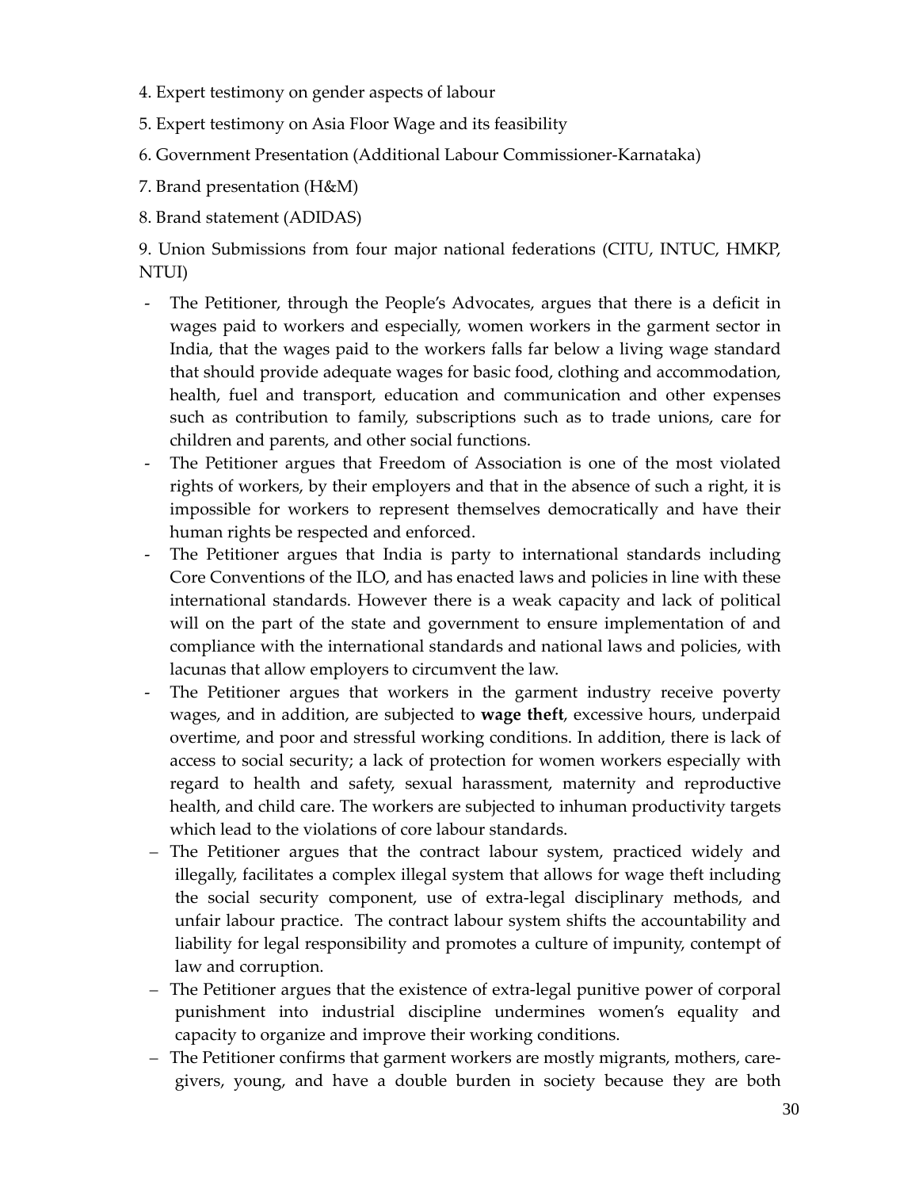4. Expert testimony on gender aspects of labour

5. Expert testimony on Asia Floor Wage and its feasibility

6. Government Presentation (Additional Labour Commissioner-Karnataka)

7. Brand presentation (H&M)

8. Brand statement (ADIDAS)

9. Union Submissions from four major national federations (CITU, INTUC, HMKP, NTUI)

- The Petitioner, through the People's Advocates, argues that there is a deficit in wages paid to workers and especially, women workers in the garment sector in India, that the wages paid to the workers falls far below a living wage standard that should provide adequate wages for basic food, clothing and accommodation, health, fuel and transport, education and communication and other expenses such as contribution to family, subscriptions such as to trade unions, care for children and parents, and other social functions.
- The Petitioner argues that Freedom of Association is one of the most violated rights of workers, by their employers and that in the absence of such a right, it is impossible for workers to represent themselves democratically and have their human rights be respected and enforced.
- The Petitioner argues that India is party to international standards including Core Conventions of the ILO, and has enacted laws and policies in line with these international standards. However there is a weak capacity and lack of political will on the part of the state and government to ensure implementation of and compliance with the international standards and national laws and policies, with lacunas that allow employers to circumvent the law.
- The Petitioner argues that workers in the garment industry receive poverty wages, and in addition, are subjected to **wage theft**, excessive hours, underpaid overtime, and poor and stressful working conditions. In addition, there is lack of access to social security; a lack of protection for women workers especially with regard to health and safety, sexual harassment, maternity and reproductive health, and child care. The workers are subjected to inhuman productivity targets which lead to the violations of core labour standards.
- The Petitioner argues that the contract labour system, practiced widely and illegally, facilitates a complex illegal system that allows for wage theft including the social security component, use of extra-legal disciplinary methods, and unfair labour practice. The contract labour system shifts the accountability and liability for legal responsibility and promotes a culture of impunity, contempt of law and corruption.
- The Petitioner argues that the existence of extra-legal punitive power of corporal punishment into industrial discipline undermines women's equality and capacity to organize and improve their working conditions.
- The Petitioner confirms that garment workers are mostly migrants, mothers, care-givers, young, and have a double burden in society because they are both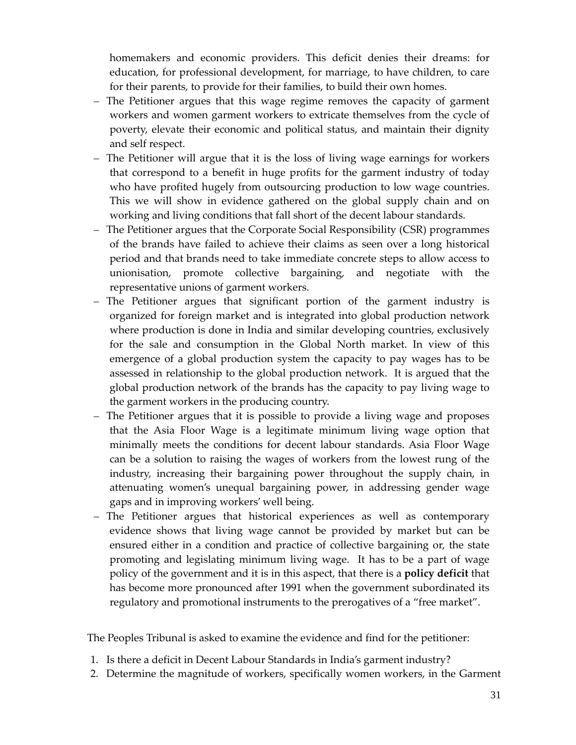homemakers and economic providers. This deficit denies their dreams: for education, for professional development, for marriage, to have children, to care for their parents, to provide for their families, to build their own homes.

- The Petitioner argues that this wage regime removes the capacity of garment workers and women garment workers to extricate themselves from the cycle of poverty, elevate their economic and political status, and maintain their dignity and self respect.
- The Petitioner will argue that it is the loss of living wage earnings for workers that correspond to a benefit in huge profits for the garment industry of today who have profited hugely from outsourcing production to low wage countries. This we will show in evidence gathered on the global supply chain and on working and living conditions that fall short of the decent labour standards.
- The Petitioner argues that the Corporate Social Responsibility (CSR) programmes of the brands have failed to achieve their claims as seen over a long historical period and that brands need to take immediate concrete steps to allow access to unionisation, promote collective bargaining, and negotiate with the representative unions of garment workers.
- The Petitioner argues that significant portion of the garment industry is organized for foreign market and is integrated into global production network where production is done in India and similar developing countries, exclusively for the sale and consumption in the Global North market. In view of this emergence of a global production system the capacity to pay wages has to be assessed in relationship to the global production network. It is argued that the global production network of the brands has the capacity to pay living wage to the garment workers in the producing country.
- The Petitioner argues that it is possible to provide a living wage and proposes that the Asia Floor Wage is a legitimate minimum living wage option that minimally meets the conditions for decent labour standards. Asia Floor Wage can be a solution to raising the wages of workers from the lowest rung of the industry, increasing their bargaining power throughout the supply chain, in attenuating women's unequal bargaining power, in addressing gender wage gaps and in improving workers' well being.
- The Petitioner argues that historical experiences as well as contemporary evidence shows that living wage cannot be provided by market but can be ensured either in a condition and practice of collective bargaining or, the state promoting and legislating minimum living wage. It has to be a part of wage policy of the government and it is in this aspect, that there is a **policy deficit** that has become more pronounced after 1991 when the government subordinated its regulatory and promotional instruments to the prerogatives of a "free market".

The Peoples Tribunal is asked to examine the evidence and find for the petitioner:

1. Is there a deficit in Decent Labour Standards in India's garment industry?
2. Determine the magnitude of workers, specifically women workers, in the Garment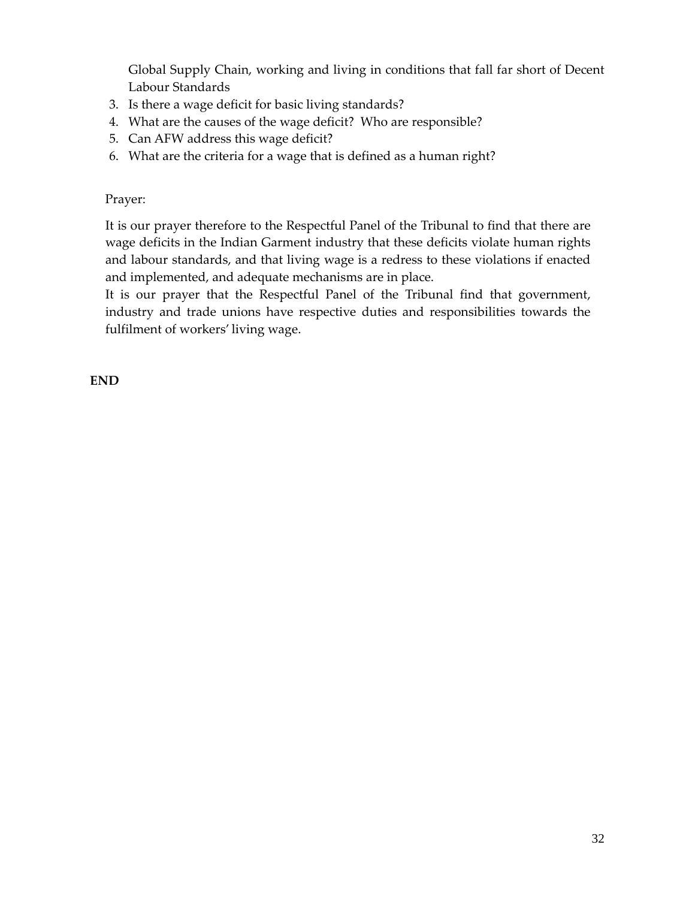Global Supply Chain, working and living in conditions that fall far short of Decent Labour Standards

3. Is there a wage deficit for basic living standards?
4. What are the causes of the wage deficit? Who are responsible?
5. Can AFW address this wage deficit?
6. What are the criteria for a wage that is defined as a human right?

Prayer:

It is our prayer therefore to the Respectful Panel of the Tribunal to find that there are wage deficits in the Indian Garment industry that these deficits violate human rights and labour standards, and that living wage is a redress to these violations if enacted and implemented, and adequate mechanisms are in place.

It is our prayer that the Respectful Panel of the Tribunal find that government, industry and trade unions have respective duties and responsibilities towards the fulfilment of workers' living wage.

**END**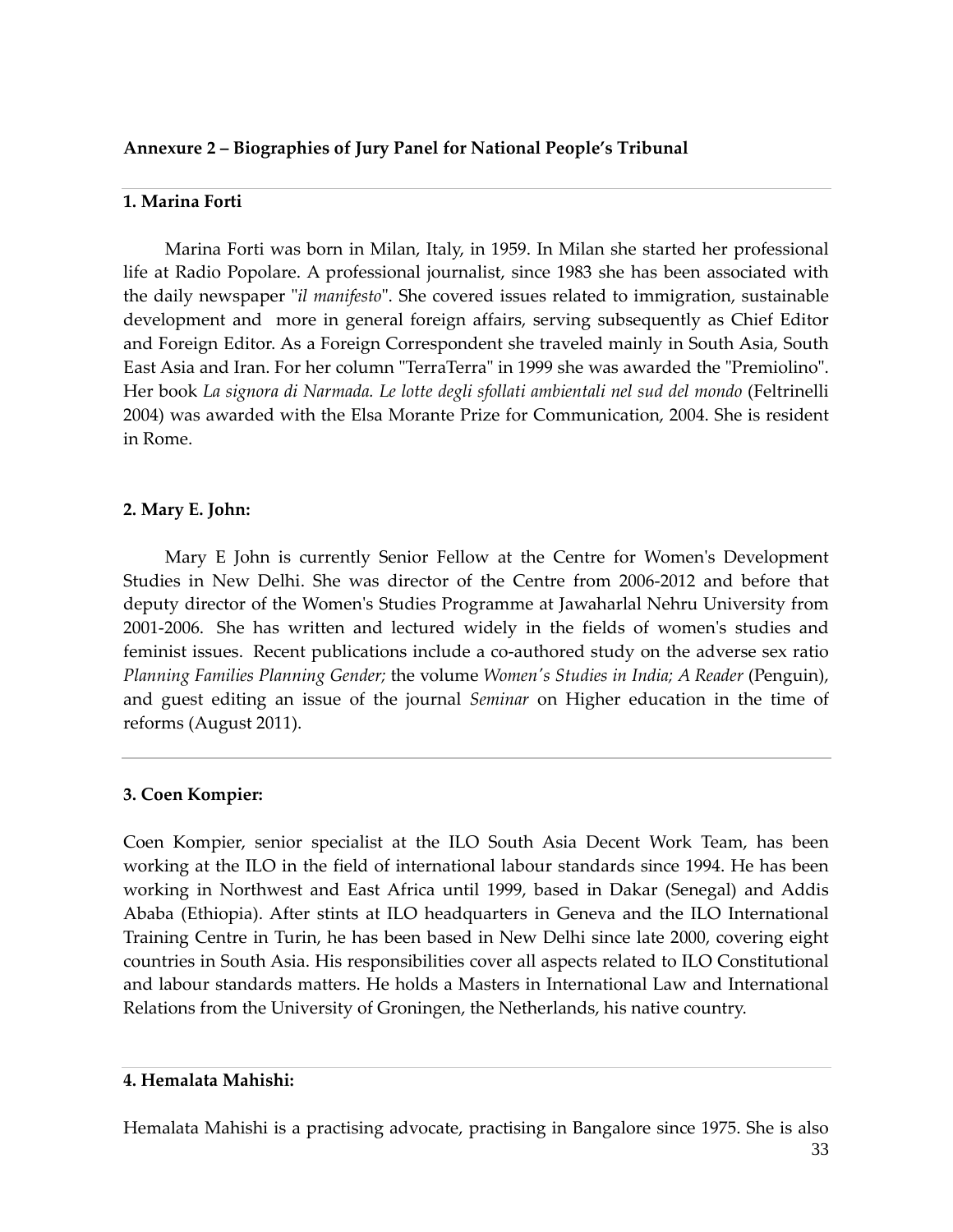**Annexure 2 – Biographies of Jury Panel for National People's Tribunal**

---

**1. Marina Forti**

Marina Forti was born in Milan, Italy, in 1959. In Milan she started her professional life at Radio Popolare. A professional journalist, since 1983 she has been associated with the daily newspaper "*il manifesto*". She covered issues related to immigration, sustainable development and more in general foreign affairs, serving subsequently as Chief Editor and Foreign Editor. As a Foreign Correspondent she traveled mainly in South Asia, South East Asia and Iran. For her column "TerraTerra" in 1999 she was awarded the "Premiolino". Her book *La signora di Narmada. Le lotte degli sfollati ambientali nel sud del mondo* (Feltrinelli 2004) was awarded with the Elsa Morante Prize for Communication, 2004. She is resident in Rome.

**2. Mary E. John:**

Mary E John is currently Senior Fellow at the Centre for Women's Development Studies in New Delhi. She was director of the Centre from 2006-2012 and before that deputy director of the Women's Studies Programme at Jawaharlal Nehru University from 2001-2006. She has written and lectured widely in the fields of women's studies and feminist issues. Recent publications include a co-authored study on the adverse sex ratio *Planning Families Planning Gender;* the volume *Women's Studies in India; A Reader* (Penguin), and guest editing an issue of the journal *Seminar* on Higher education in the time of reforms (August 2011).

---

**3. Coen Kompier:**

Coen Kompier, senior specialist at the ILO South Asia Decent Work Team, has been working at the ILO in the field of international labour standards since 1994. He has been working in Northwest and East Africa until 1999, based in Dakar (Senegal) and Addis Ababa (Ethiopia). After stints at ILO headquarters in Geneva and the ILO International Training Centre in Turin, he has been based in New Delhi since late 2000, covering eight countries in South Asia. His responsibilities cover all aspects related to ILO Constitutional and labour standards matters. He holds a Masters in International Law and International Relations from the University of Groningen, the Netherlands, his native country.

---

**4. Hemalata Mahishi:**

Hemalata Mahishi is a practising advocate, practising in Bangalore since 1975. She is also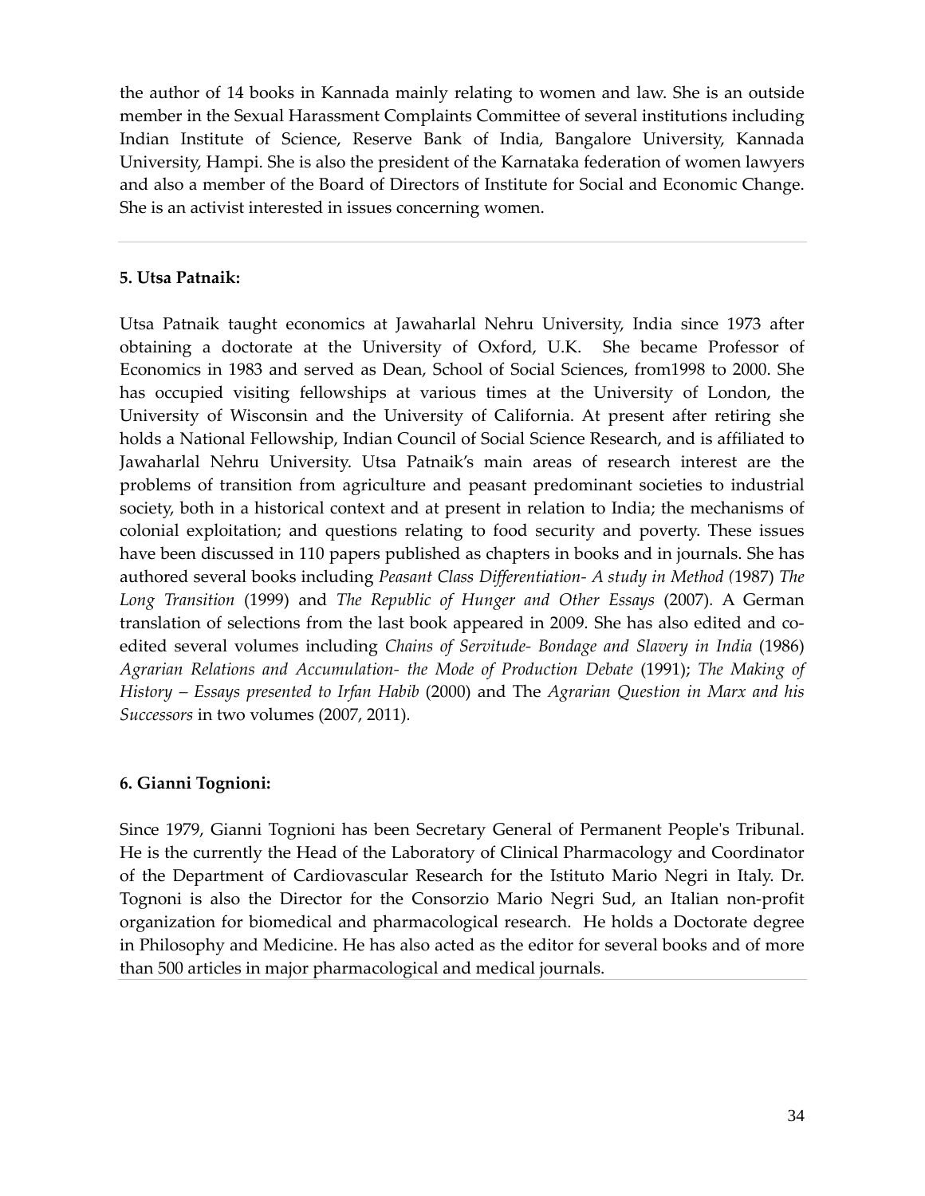the author of 14 books in Kannada mainly relating to women and law. She is an outside member in the Sexual Harassment Complaints Committee of several institutions including Indian Institute of Science, Reserve Bank of India, Bangalore University, Kannada University, Hampi. She is also the president of the Karnataka federation of women lawyers and also a member of the Board of Directors of Institute for Social and Economic Change. She is an activist interested in issues concerning women.

---

**5. Utsa Patnaik:**

Utsa Patnaik taught economics at Jawaharlal Nehru University, India since 1973 after obtaining a doctorate at the University of Oxford, U.K. She became Professor of Economics in 1983 and served as Dean, School of Social Sciences, from1998 to 2000. She has occupied visiting fellowships at various times at the University of London, the University of Wisconsin and the University of California. At present after retiring she holds a National Fellowship, Indian Council of Social Science Research, and is affiliated to Jawaharlal Nehru University. Utsa Patnaik's main areas of research interest are the problems of transition from agriculture and peasant predominant societies to industrial society, both in a historical context and at present in relation to India; the mechanisms of colonial exploitation; and questions relating to food security and poverty. These issues have been discussed in 110 papers published as chapters in books and in journals. She has authored several books including *Peasant Class Differentiation- A study in Method (*1987) *The Long Transition* (1999) and *The Republic of Hunger and Other Essays* (2007). A German translation of selections from the last book appeared in 2009. She has also edited and co-edited several volumes including *Chains of Servitude- Bondage and Slavery in India* (1986) *Agrarian Relations and Accumulation- the Mode of Production Debate* (1991); *The Making of History – Essays presented to Irfan Habib* (2000) and The *Agrarian Question in Marx and his Successors* in two volumes (2007, 2011).

**6. Gianni Tognioni:**

Since 1979, Gianni Tognioni has been Secretary General of Permanent People's Tribunal. He is the currently the Head of the Laboratory of Clinical Pharmacology and Coordinator of the Department of Cardiovascular Research for the Istituto Mario Negri in Italy. Dr. Tognoni is also the Director for the Consorzio Mario Negri Sud, an Italian non-profit organization for biomedical and pharmacological research. He holds a Doctorate degree in Philosophy and Medicine. He has also acted as the editor for several books and of more than 500 articles in major pharmacological and medical journals.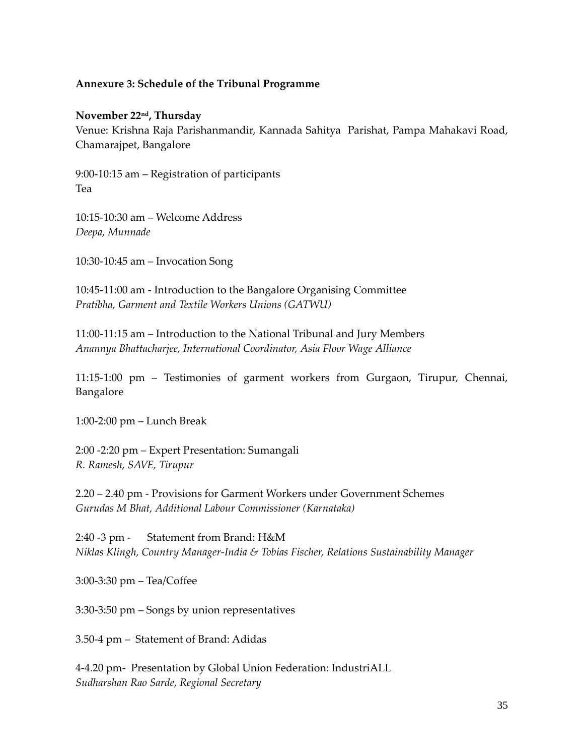**Annexure 3: Schedule of the Tribunal Programme**

**November 22nd, Thursday**

Venue: Krishna Raja Parishanmandir, Kannada Sahitya Parishat, Pampa Mahakavi Road, Chamarajpet, Bangalore

9:00-10:15 am – Registration of participants
Tea

10:15-10:30 am – Welcome Address
*Deepa, Munnade*

10:30-10:45 am – Invocation Song

10:45-11:00 am - Introduction to the Bangalore Organising Committee
*Pratibha, Garment and Textile Workers Unions (GATWU)*

11:00-11:15 am – Introduction to the National Tribunal and Jury Members
*Anannya Bhattacharjee, International Coordinator, Asia Floor Wage Alliance*

11:15-1:00 pm – Testimonies of garment workers from Gurgaon, Tirupur, Chennai, Bangalore

1:00-2:00 pm – Lunch Break

2:00 -2:20 pm – Expert Presentation: Sumangali
*R. Ramesh, SAVE, Tirupur*

2.20 – 2.40 pm - Provisions for Garment Workers under Government Schemes
*Gurudas M Bhat, Additional Labour Commissioner (Karnataka)*

2:40 -3 pm - Statement from Brand: H&M
*Niklas Klingh, Country Manager-India & Tobias Fischer, Relations Sustainability Manager*

3:00-3:30 pm – Tea/Coffee

3:30-3:50 pm – Songs by union representatives

3.50-4 pm – Statement of Brand: Adidas

4-4.20 pm- Presentation by Global Union Federation: IndustriALL
*Sudharshan Rao Sarde, Regional Secretary*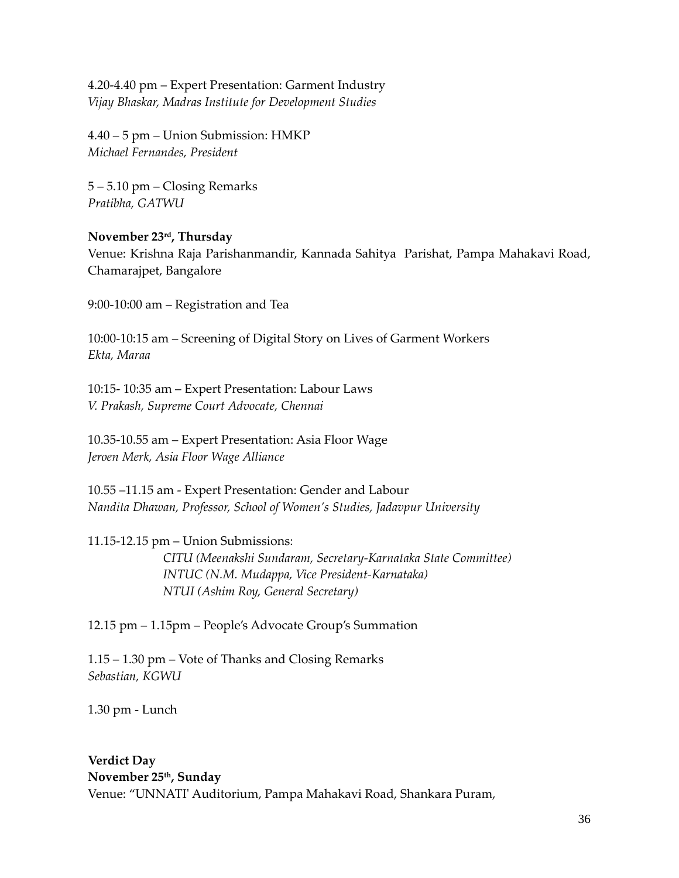4.20-4.40 pm – Expert Presentation: Garment Industry
*Vijay Bhaskar, Madras Institute for Development Studies*

4.40 – 5 pm – Union Submission: HMKP
*Michael Fernandes, President*

5 – 5.10 pm – Closing Remarks
*Pratibha, GATWU*

**November 23rd, Thursday**
Venue: Krishna Raja Parishanmandir, Kannada Sahitya Parishat, Pampa Mahakavi Road, Chamarajpet, Bangalore

9:00-10:00 am – Registration and Tea

10:00-10:15 am – Screening of Digital Story on Lives of Garment Workers
*Ekta, Maraa*

10:15- 10:35 am – Expert Presentation: Labour Laws
*V. Prakash, Supreme Court Advocate, Chennai*

10.35-10.55 am – Expert Presentation: Asia Floor Wage
*Jeroen Merk, Asia Floor Wage Alliance*

10.55 –11.15 am - Expert Presentation: Gender and Labour
*Nandita Dhawan, Professor, School of Women's Studies, Jadavpur University*

11.15-12.15 pm – Union Submissions:
*CITU (Meenakshi Sundaram, Secretary-Karnataka State Committee)*
*INTUC (N.M. Mudappa, Vice President-Karnataka)*
*NTUI (Ashim Roy, General Secretary)*

12.15 pm – 1.15pm – People's Advocate Group's Summation

1.15 – 1.30 pm – Vote of Thanks and Closing Remarks
*Sebastian, KGWU*

1.30 pm - Lunch

**Verdict Day**
**November 25th, Sunday**
Venue: "UNNATI' Auditorium, Pampa Mahakavi Road, Shankara Puram,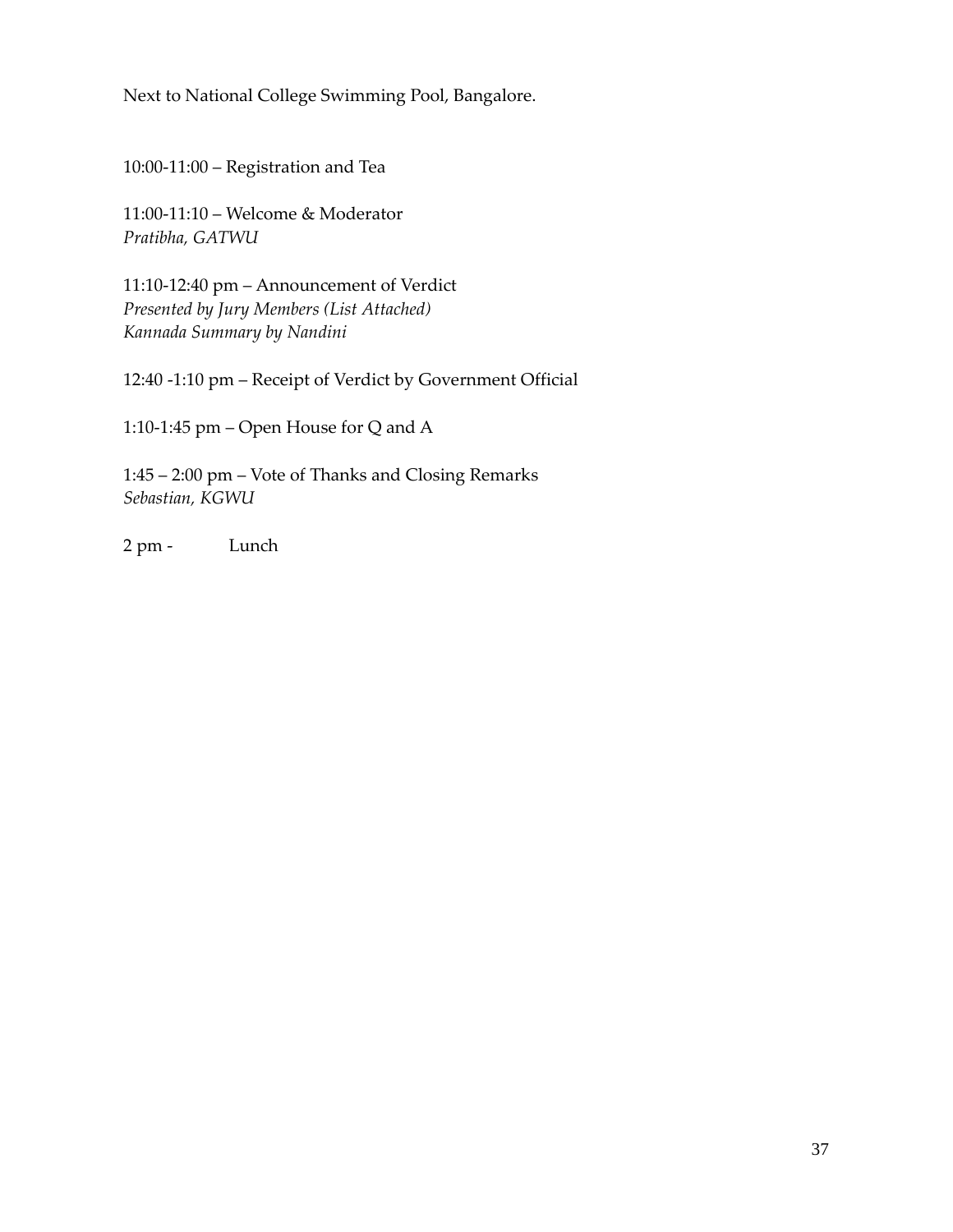Next to National College Swimming Pool, Bangalore.

10:00-11:00 – Registration and Tea

11:00-11:10 – Welcome & Moderator
*Pratibha, GATWU*

11:10-12:40 pm – Announcement of Verdict
*Presented by Jury Members (List Attached)*
*Kannada Summary by Nandini*

12:40 -1:10 pm – Receipt of Verdict by Government Official

1:10-1:45 pm – Open House for Q and A

1:45 – 2:00 pm – Vote of Thanks and Closing Remarks
*Sebastian, KGWU*

2 pm - Lunch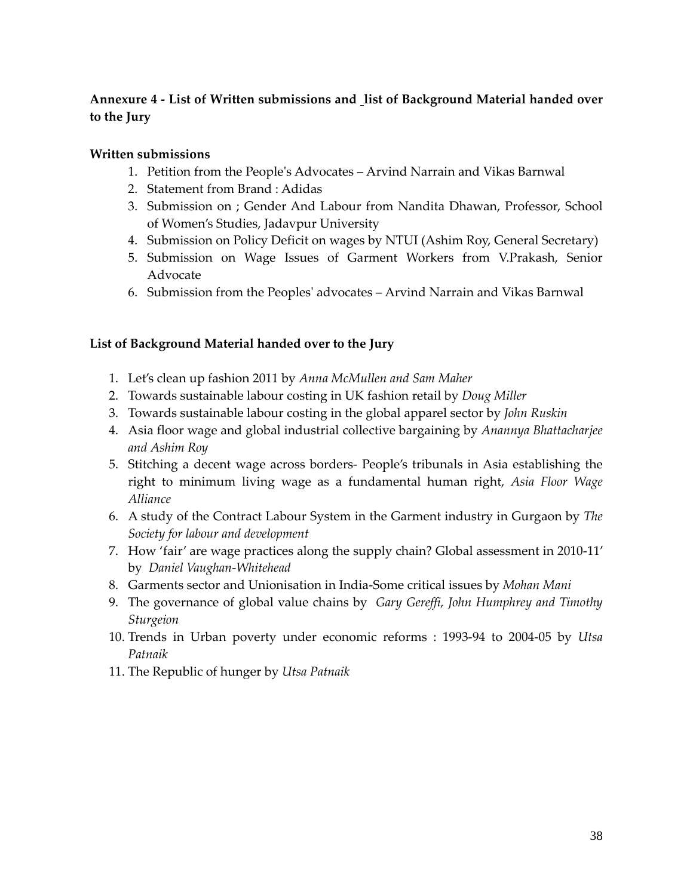## Annexure 4 - List of Written submissions and list of Background Material handed over to the Jury

### Written submissions

1. Petition from the People's Advocates – Arvind Narrain and Vikas Barnwal
2. Statement from Brand : Adidas
3. Submission on ; Gender And Labour from Nandita Dhawan, Professor, School of Women's Studies, Jadavpur University
4. Submission on Policy Deficit on wages by NTUI (Ashim Roy, General Secretary)
5. Submission on Wage Issues of Garment Workers from V.Prakash, Senior Advocate
6. Submission from the Peoples' advocates – Arvind Narrain and Vikas Barnwal

### List of Background Material handed over to the Jury

1. Let's clean up fashion 2011 by *Anna McMullen and Sam Maher*
2. Towards sustainable labour costing in UK fashion retail by *Doug Miller*
3. Towards sustainable labour costing in the global apparel sector by *John Ruskin*
4. Asia floor wage and global industrial collective bargaining by *Anannya Bhattacharjee and Ashim Roy*
5. Stitching a decent wage across borders- People's tribunals in Asia establishing the right to minimum living wage as a fundamental human right, *Asia Floor Wage Alliance*
6. A study of the Contract Labour System in the Garment industry in Gurgaon by *The Society for labour and development*
7. How 'fair' are wage practices along the supply chain? Global assessment in 2010-11' by *Daniel Vaughan-Whitehead*
8. Garments sector and Unionisation in India-Some critical issues by *Mohan Mani*
9. The governance of global value chains by *Gary Gereffi, John Humphrey and Timothy Sturgeion*
10. Trends in Urban poverty under economic reforms : 1993-94 to 2004-05 by *Utsa Patnaik*
11. The Republic of hunger by *Utsa Patnaik*